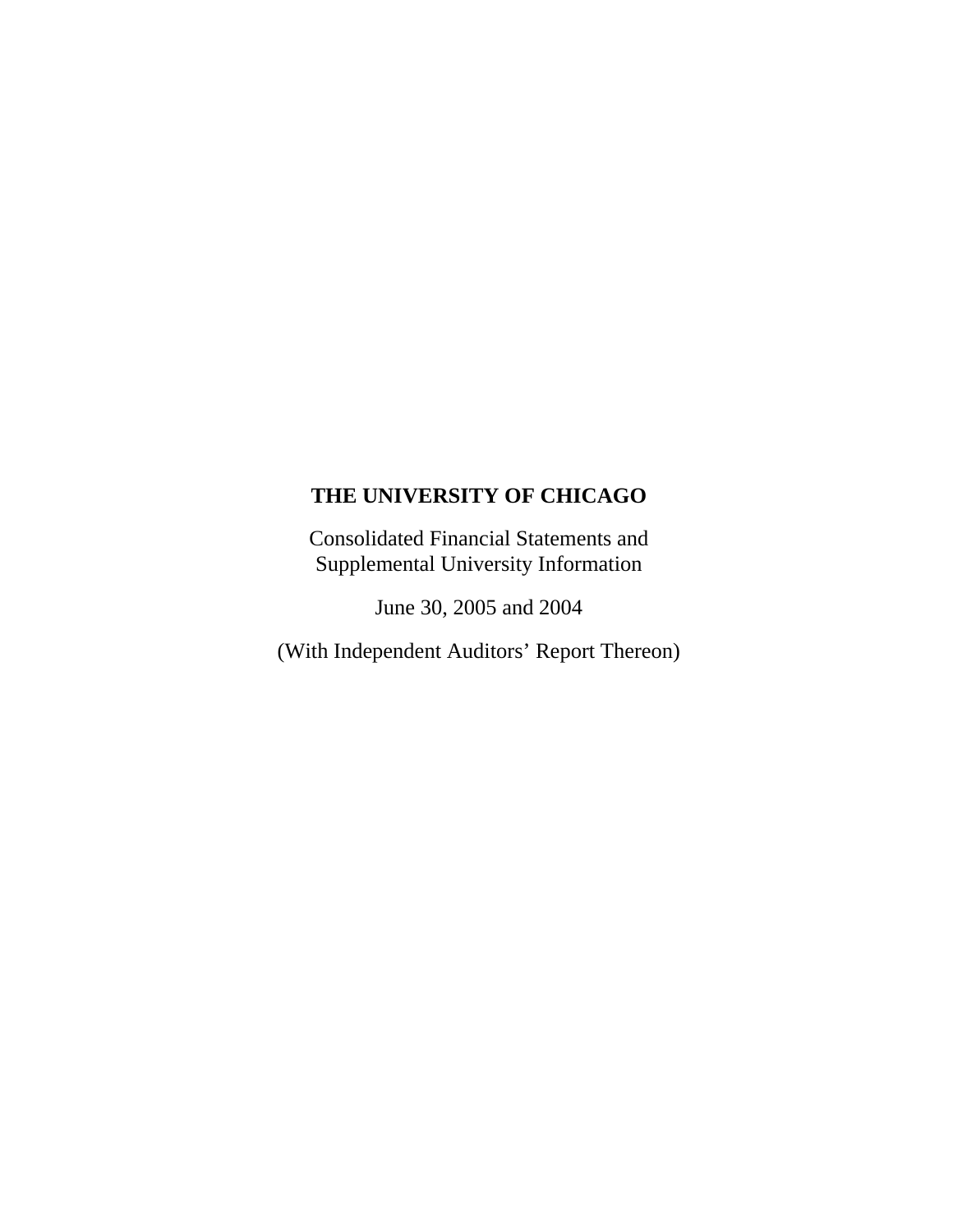# THE UNIVERSITY OF CHICAGO

Consolidated Financial Statements and
Supplemental University Information

June 30, 2005 and 2004

(With Independent Auditors' Report Thereon)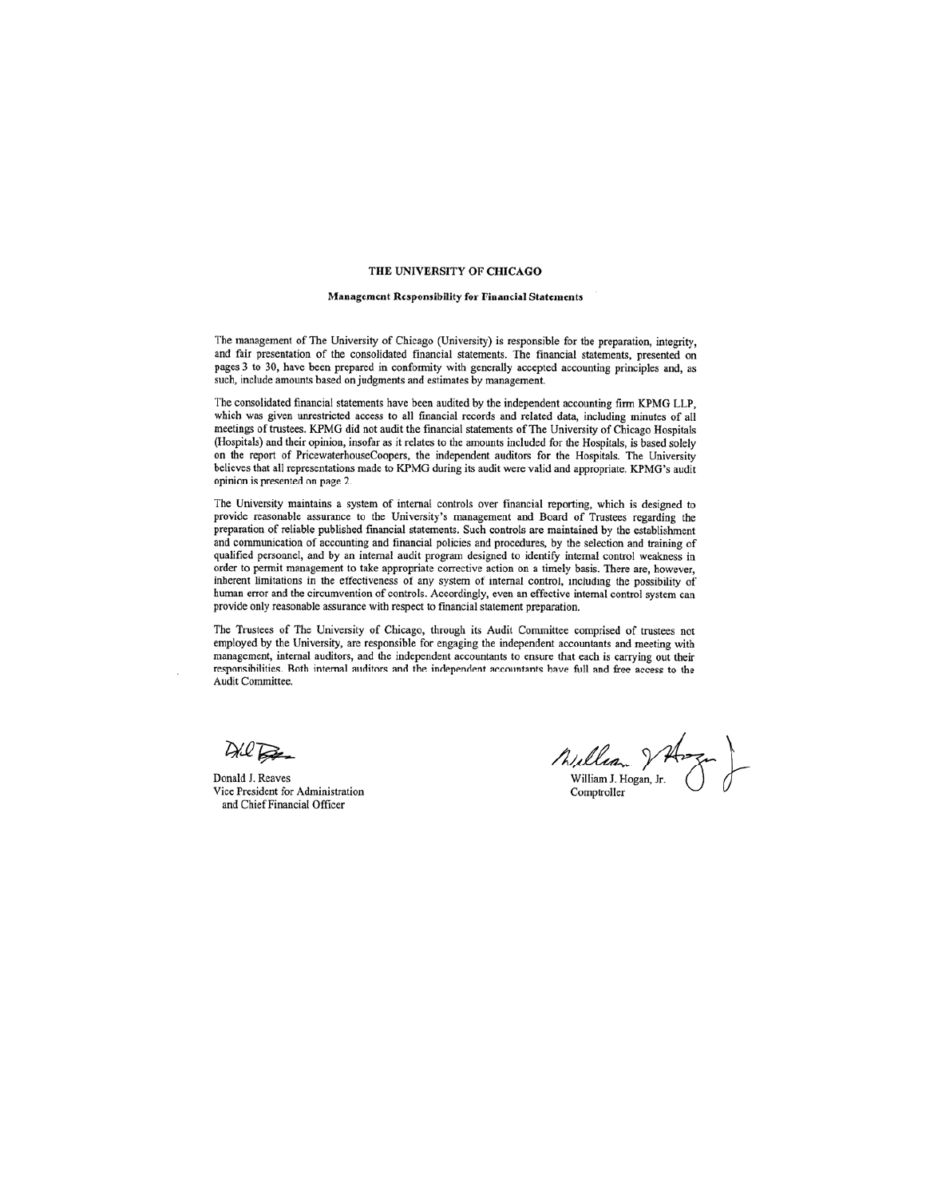# THE UNIVERSITY OF CHICAGO

## Management Responsibility for Financial Statements

The management of The University of Chicago (University) is responsible for the preparation, integrity, and fair presentation of the consolidated financial statements. The financial statements, presented on pages 3 to 30, have been prepared in conformity with generally accepted accounting principles and, as such, include amounts based on judgments and estimates by management.

The consolidated financial statements have been audited by the independent accounting firm KPMG LLP, which was given unrestricted access to all financial records and related data, including minutes of all meetings of trustees. KPMG did not audit the financial statements of The University of Chicago Hospitals (Hospitals) and their opinion, insofar as it relates to the amounts included for the Hospitals, is based solely on the report of PricewaterhouseCoopers, the independent auditors for the Hospitals. The University believes that all representations made to KPMG during its audit were valid and appropriate. KPMG's audit opinion is presented on page 2.

The University maintains a system of internal controls over financial reporting, which is designed to provide reasonable assurance to the University's management and Board of Trustees regarding the preparation of reliable published financial statements. Such controls are maintained by the establishment and communication of accounting and financial policies and procedures, by the selection and training of qualified personnel, and by an internal audit program designed to identify internal control weakness in order to permit management to take appropriate corrective action on a timely basis. There are, however, inherent limitations in the effectiveness of any system of internal control, including the possibility of human error and the circumvention of controls. Accordingly, even an effective internal control system can provide only reasonable assurance with respect to financial statement preparation.

The Trustees of The University of Chicago, through its Audit Committee comprised of trustees not employed by the University, are responsible for engaging the independent accountants and meeting with management, internal auditors, and the independent accountants to ensure that each is carrying out their responsibilities. Both internal auditors and the independent accountants have full and free access to the Audit Committee.

Donald J. Reaves
Vice President for Administration
and Chief Financial Officer

William J. Hogan, Jr.
Comptroller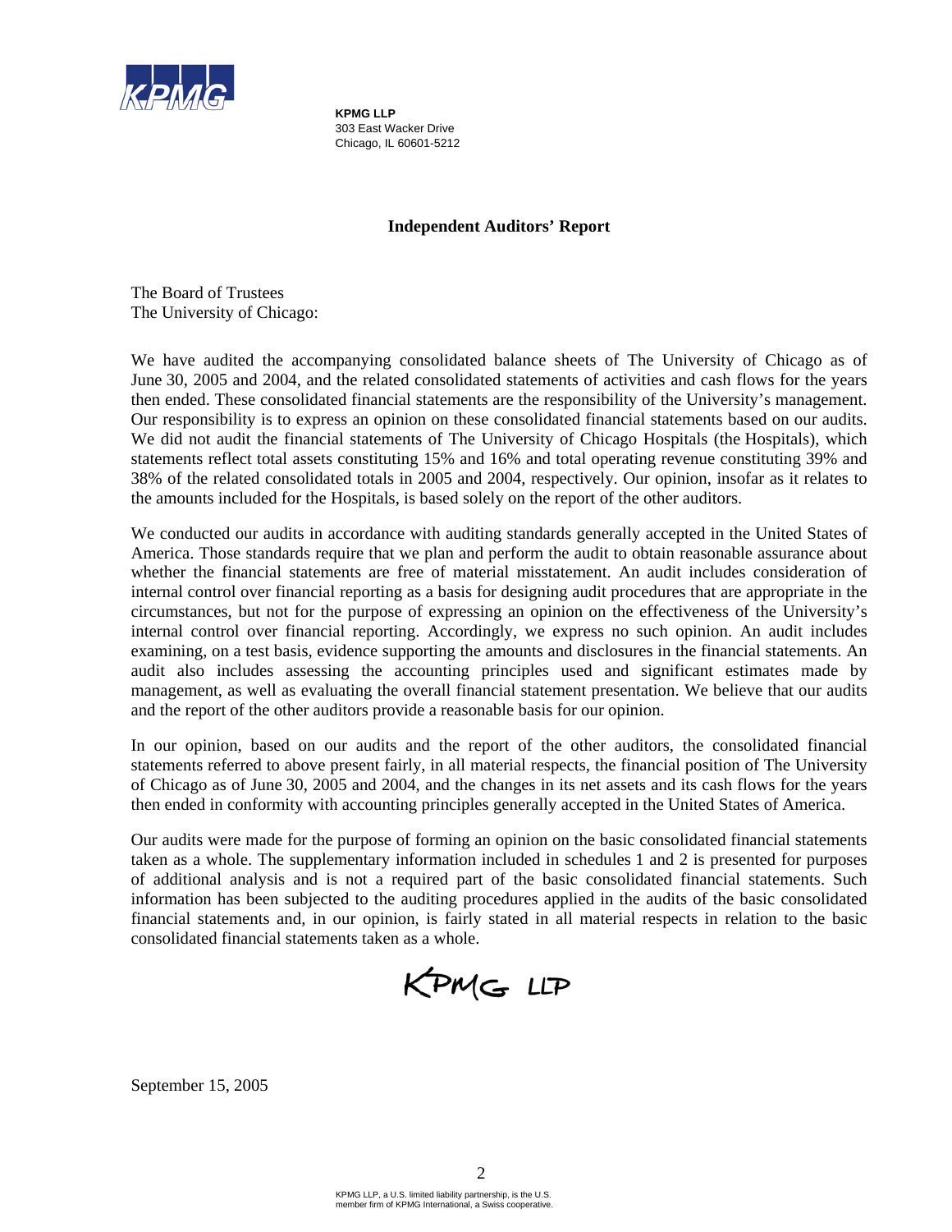**KPMG LLP**
303 East Wacker Drive
Chicago, IL 60601-5212

## Independent Auditors' Report

The Board of Trustees
The University of Chicago:

We have audited the accompanying consolidated balance sheets of The University of Chicago as of June 30, 2005 and 2004, and the related consolidated statements of activities and cash flows for the years then ended. These consolidated financial statements are the responsibility of the University's management. Our responsibility is to express an opinion on these consolidated financial statements based on our audits. We did not audit the financial statements of The University of Chicago Hospitals (the Hospitals), which statements reflect total assets constituting 15% and 16% and total operating revenue constituting 39% and 38% of the related consolidated totals in 2005 and 2004, respectively. Our opinion, insofar as it relates to the amounts included for the Hospitals, is based solely on the report of the other auditors.

We conducted our audits in accordance with auditing standards generally accepted in the United States of America. Those standards require that we plan and perform the audit to obtain reasonable assurance about whether the financial statements are free of material misstatement. An audit includes consideration of internal control over financial reporting as a basis for designing audit procedures that are appropriate in the circumstances, but not for the purpose of expressing an opinion on the effectiveness of the University's internal control over financial reporting. Accordingly, we express no such opinion. An audit includes examining, on a test basis, evidence supporting the amounts and disclosures in the financial statements. An audit also includes assessing the accounting principles used and significant estimates made by management, as well as evaluating the overall financial statement presentation. We believe that our audits and the report of the other auditors provide a reasonable basis for our opinion.

In our opinion, based on our audits and the report of the other auditors, the consolidated financial statements referred to above present fairly, in all material respects, the financial position of The University of Chicago as of June 30, 2005 and 2004, and the changes in its net assets and its cash flows for the years then ended in conformity with accounting principles generally accepted in the United States of America.

Our audits were made for the purpose of forming an opinion on the basic consolidated financial statements taken as a whole. The supplementary information included in schedules 1 and 2 is presented for purposes of additional analysis and is not a required part of the basic consolidated financial statements. Such information has been subjected to the auditing procedures applied in the audits of the basic consolidated financial statements and, in our opinion, is fairly stated in all material respects in relation to the basic consolidated financial statements taken as a whole.

KPMG LLP

September 15, 2005

KPMG LLP, a U.S. limited liability partnership, is the U.S. member firm of KPMG International, a Swiss cooperative.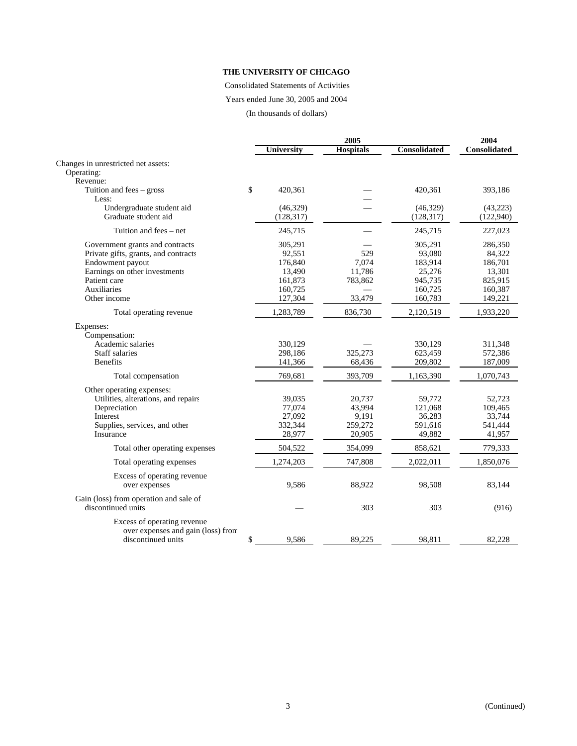**THE UNIVERSITY OF CHICAGO**

Consolidated Statements of Activities

Years ended June 30, 2005 and 2004

(In thousands of dollars)

| | 2005 | | | 2004 |
|---|---|---|---|---|
| | University | Hospitals | Consolidated | Consolidated |
| Changes in unrestricted net assets: | | | | |
| Operating: | | | | |
| Revenue: | | | | |
| Tuition and fees – gross | $ 420,361 | — | 420,361 | 393,186 |
| Less: | | — | | |
| Undergraduate student aid | (46,329) | — | (46,329) | (43,223) |
| Graduate student aid | (128,317) | | (128,317) | (122,940) |
| Tuition and fees – net | 245,715 | — | 245,715 | 227,023 |
| Government grants and contracts | 305,291 | — | 305,291 | 286,350 |
| Private gifts, grants, and contracts | 92,551 | 529 | 93,080 | 84,322 |
| Endowment payout | 176,840 | 7,074 | 183,914 | 186,701 |
| Earnings on other investments | 13,490 | 11,786 | 25,276 | 13,301 |
| Patient care | 161,873 | 783,862 | 945,735 | 825,915 |
| Auxiliaries | 160,725 | — | 160,725 | 160,387 |
| Other income | 127,304 | 33,479 | 160,783 | 149,221 |
| Total operating revenue | 1,283,789 | 836,730 | 2,120,519 | 1,933,220 |
| Expenses: | | | | |
| Compensation: | | | | |
| Academic salaries | 330,129 | — | 330,129 | 311,348 |
| Staff salaries | 298,186 | 325,273 | 623,459 | 572,386 |
| Benefits | 141,366 | 68,436 | 209,802 | 187,009 |
| Total compensation | 769,681 | 393,709 | 1,163,390 | 1,070,743 |
| Other operating expenses: | | | | |
| Utilities, alterations, and repairs | 39,035 | 20,737 | 59,772 | 52,723 |
| Depreciation | 77,074 | 43,994 | 121,068 | 109,465 |
| Interest | 27,092 | 9,191 | 36,283 | 33,744 |
| Supplies, services, and other | 332,344 | 259,272 | 591,616 | 541,444 |
| Insurance | 28,977 | 20,905 | 49,882 | 41,957 |
| Total other operating expenses | 504,522 | 354,099 | 858,621 | 779,333 |
| Total operating expenses | 1,274,203 | 747,808 | 2,022,011 | 1,850,076 |
| Excess of operating revenue over expenses | 9,586 | 88,922 | 98,508 | 83,144 |
| Gain (loss) from operation and sale of discontinued units | — | 303 | 303 | (916) |
| Excess of operating revenue over expenses and gain (loss) from discontinued units | $ 9,586 | 89,225 | 98,811 | 82,228 |

(Continued)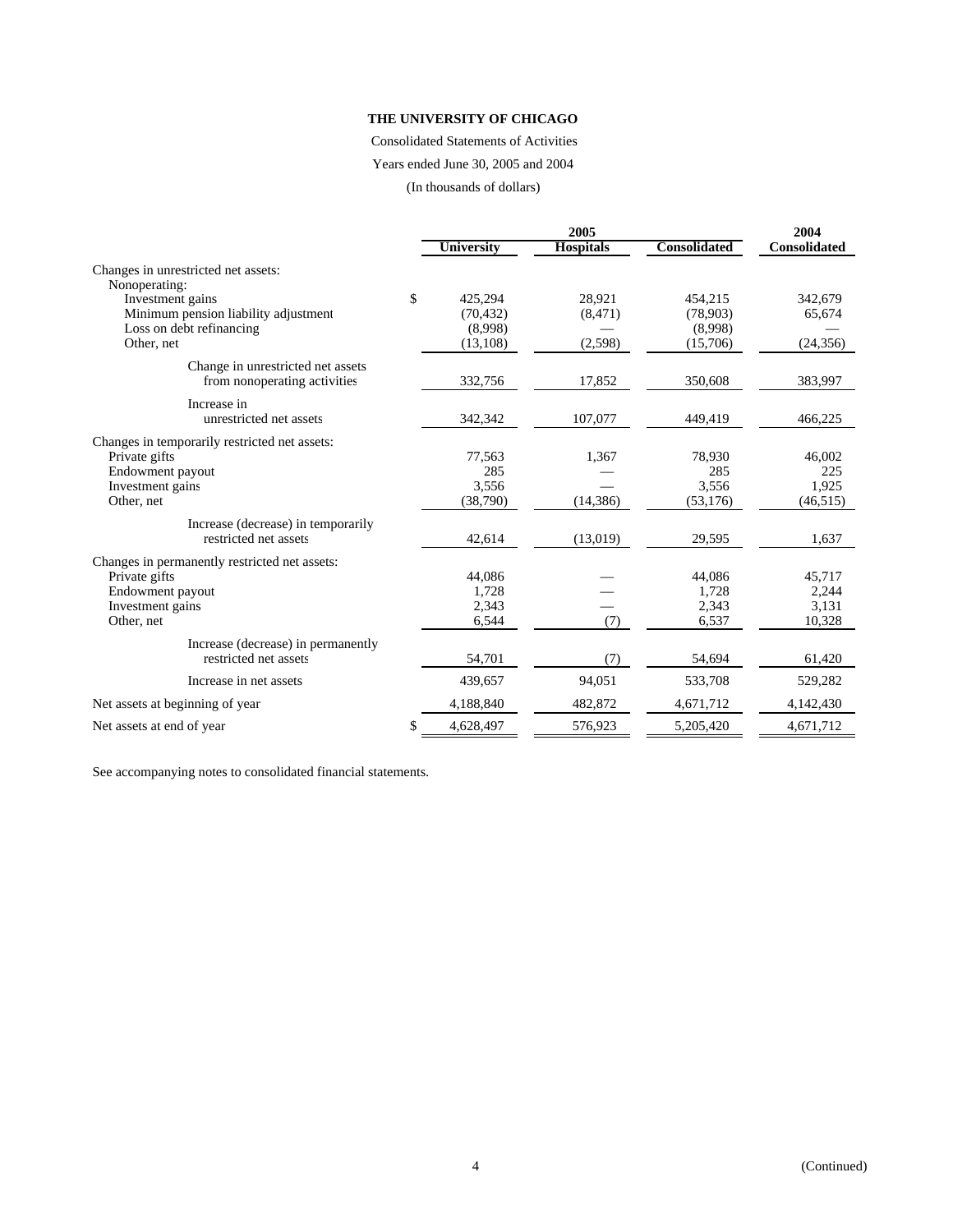**THE UNIVERSITY OF CHICAGO**

Consolidated Statements of Activities

Years ended June 30, 2005 and 2004

(In thousands of dollars)

| | 2005 | | | 2004 |
|---|---|---|---|---|
| | University | Hospitals | Consolidated | Consolidated |
| Changes in unrestricted net assets: | | | | |
| Nonoperating: | | | | |
| Investment gains | $ 425,294 | 28,921 | 454,215 | 342,679 |
| Minimum pension liability adjustment | (70,432) | (8,471) | (78,903) | 65,674 |
| Loss on debt refinancing | (8,998) | — | (8,998) | — |
| Other, net | (13,108) | (2,598) | (15,706) | (24,356) |
| Change in unrestricted net assets from nonoperating activities | 332,756 | 17,852 | 350,608 | 383,997 |
| Increase in unrestricted net assets | 342,342 | 107,077 | 449,419 | 466,225 |
| Changes in temporarily restricted net assets: | | | | |
| Private gifts | 77,563 | 1,367 | 78,930 | 46,002 |
| Endowment payout | 285 | — | 285 | 225 |
| Investment gains | 3,556 | — | 3,556 | 1,925 |
| Other, net | (38,790) | (14,386) | (53,176) | (46,515) |
| Increase (decrease) in temporarily restricted net assets | 42,614 | (13,019) | 29,595 | 1,637 |
| Changes in permanently restricted net assets: | | | | |
| Private gifts | 44,086 | — | 44,086 | 45,717 |
| Endowment payout | 1,728 | — | 1,728 | 2,244 |
| Investment gains | 2,343 | — | 2,343 | 3,131 |
| Other, net | 6,544 | (7) | 6,537 | 10,328 |
| Increase (decrease) in permanently restricted net assets | 54,701 | (7) | 54,694 | 61,420 |
| Increase in net assets | 439,657 | 94,051 | 533,708 | 529,282 |
| Net assets at beginning of year | 4,188,840 | 482,872 | 4,671,712 | 4,142,430 |
| Net assets at end of year | $ 4,628,497 | 576,923 | 5,205,420 | 4,671,712 |

See accompanying notes to consolidated financial statements.

(Continued)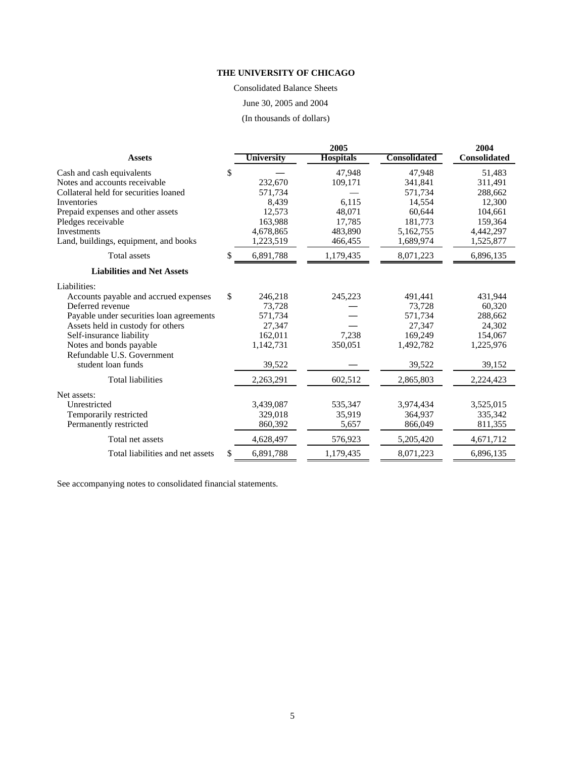**THE UNIVERSITY OF CHICAGO**

Consolidated Balance Sheets

June 30, 2005 and 2004

(In thousands of dollars)

| | 2005 | | | 2004 |
|---|---|---|---|---|
| **Assets** | **University** | **Hospitals** | **Consolidated** | **Consolidated** |
| Cash and cash equivalents | $ — | 47,948 | 47,948 | 51,483 |
| Notes and accounts receivable | 232,670 | 109,171 | 341,841 | 311,491 |
| Collateral held for securities loaned | 571,734 | — | 571,734 | 288,662 |
| Inventories | 8,439 | 6,115 | 14,554 | 12,300 |
| Prepaid expenses and other assets | 12,573 | 48,071 | 60,644 | 104,661 |
| Pledges receivable | 163,988 | 17,785 | 181,773 | 159,364 |
| Investments | 4,678,865 | 483,890 | 5,162,755 | 4,442,297 |
| Land, buildings, equipment, and books | 1,223,519 | 466,455 | 1,689,974 | 1,525,877 |
| Total assets | $ 6,891,788 | 1,179,435 | 8,071,223 | 6,896,135 |
| **Liabilities and Net Assets** | | | | |
| Liabilities: | | | | |
| Accounts payable and accrued expenses | $ 246,218 | 245,223 | 491,441 | 431,944 |
| Deferred revenue | 73,728 | — | 73,728 | 60,320 |
| Payable under securities loan agreements | 571,734 | — | 571,734 | 288,662 |
| Assets held in custody for others | 27,347 | — | 27,347 | 24,302 |
| Self-insurance liability | 162,011 | 7,238 | 169,249 | 154,067 |
| Notes and bonds payable | 1,142,731 | 350,051 | 1,492,782 | 1,225,976 |
| Refundable U.S. Government student loan funds | 39,522 | — | 39,522 | 39,152 |
| Total liabilities | 2,263,291 | 602,512 | 2,865,803 | 2,224,423 |
| Net assets: | | | | |
| Unrestricted | 3,439,087 | 535,347 | 3,974,434 | 3,525,015 |
| Temporarily restricted | 329,018 | 35,919 | 364,937 | 335,342 |
| Permanently restricted | 860,392 | 5,657 | 866,049 | 811,355 |
| Total net assets | 4,628,497 | 576,923 | 5,205,420 | 4,671,712 |
| Total liabilities and net assets | $ 6,891,788 | 1,179,435 | 8,071,223 | 6,896,135 |

See accompanying notes to consolidated financial statements.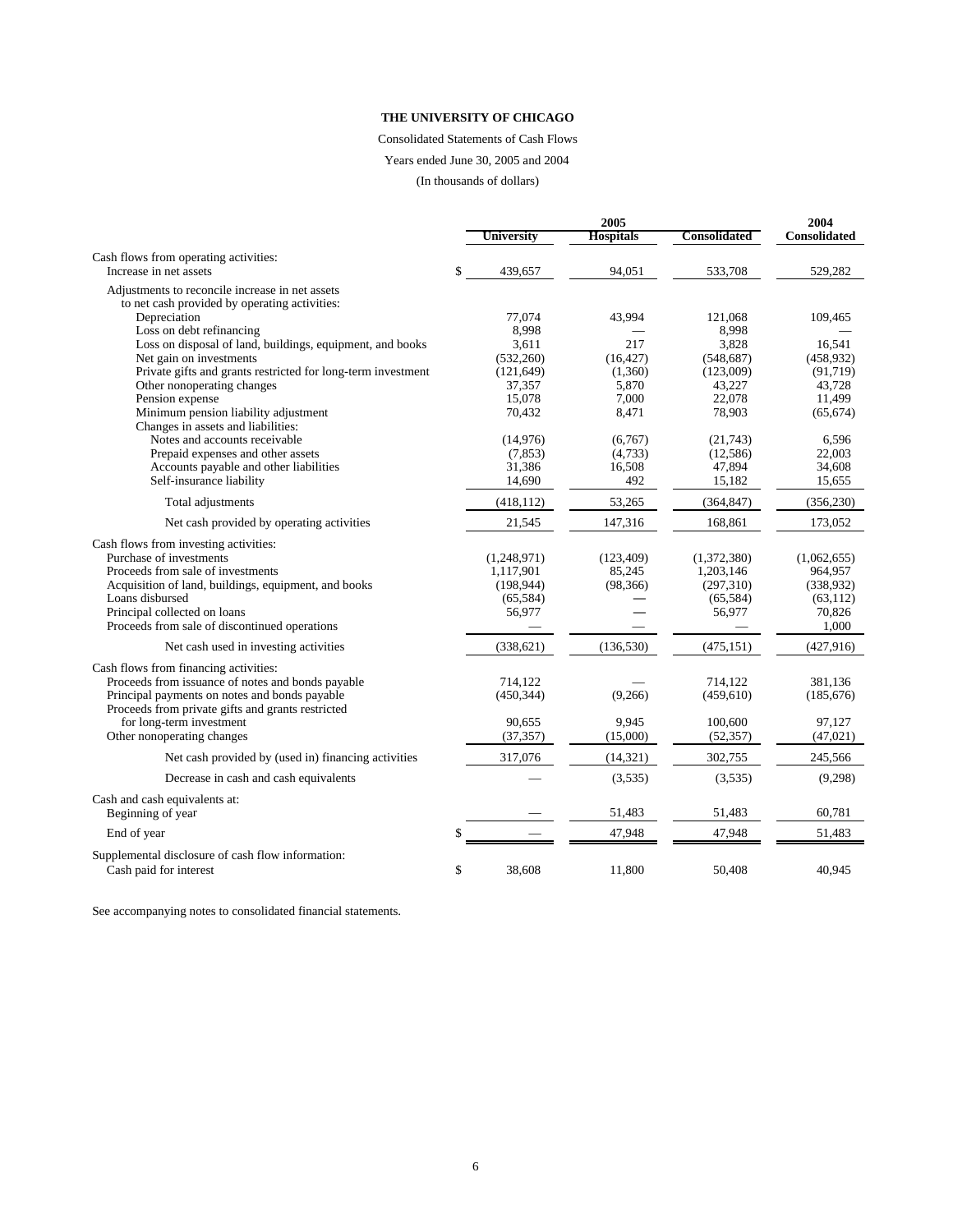**THE UNIVERSITY OF CHICAGO**

Consolidated Statements of Cash Flows

Years ended June 30, 2005 and 2004

(In thousands of dollars)

| | 2005 | | | 2004 |
|---|---|---|---|---|
| | **University** | **Hospitals** | **Consolidated** | **Consolidated** |
| Cash flows from operating activities: | | | | |
| Increase in net assets | $ 439,657 | 94,051 | 533,708 | 529,282 |
| Adjustments to reconcile increase in net assets to net cash provided by operating activities: | | | | |
| Depreciation | 77,074 | 43,994 | 121,068 | 109,465 |
| Loss on debt refinancing | 8,998 | — | 8,998 | — |
| Loss on disposal of land, buildings, equipment, and books | 3,611 | 217 | 3,828 | 16,541 |
| Net gain on investments | (532,260) | (16,427) | (548,687) | (458,932) |
| Private gifts and grants restricted for long-term investment | (121,649) | (1,360) | (123,009) | (91,719) |
| Other nonoperating changes | 37,357 | 5,870 | 43,227 | 43,728 |
| Pension expense | 15,078 | 7,000 | 22,078 | 11,499 |
| Minimum pension liability adjustment | 70,432 | 8,471 | 78,903 | (65,674) |
| Changes in assets and liabilities: | | | | |
| Notes and accounts receivable | (14,976) | (6,767) | (21,743) | 6,596 |
| Prepaid expenses and other assets | (7,853) | (4,733) | (12,586) | 22,003 |
| Accounts payable and other liabilities | 31,386 | 16,508 | 47,894 | 34,608 |
| Self-insurance liability | 14,690 | 492 | 15,182 | 15,655 |
| Total adjustments | (418,112) | 53,265 | (364,847) | (356,230) |
| Net cash provided by operating activities | 21,545 | 147,316 | 168,861 | 173,052 |
| Cash flows from investing activities: | | | | |
| Purchase of investments | (1,248,971) | (123,409) | (1,372,380) | (1,062,655) |
| Proceeds from sale of investments | 1,117,901 | 85,245 | 1,203,146 | 964,957 |
| Acquisition of land, buildings, equipment, and books | (198,944) | (98,366) | (297,310) | (338,932) |
| Loans disbursed | (65,584) | — | (65,584) | (63,112) |
| Principal collected on loans | 56,977 | — | 56,977 | 70,826 |
| Proceeds from sale of discontinued operations | — | — | — | 1,000 |
| Net cash used in investing activities | (338,621) | (136,530) | (475,151) | (427,916) |
| Cash flows from financing activities: | | | | |
| Proceeds from issuance of notes and bonds payable | 714,122 | — | 714,122 | 381,136 |
| Principal payments on notes and bonds payable | (450,344) | (9,266) | (459,610) | (185,676) |
| Proceeds from private gifts and grants restricted for long-term investment | 90,655 | 9,945 | 100,600 | 97,127 |
| Other nonoperating changes | (37,357) | (15,000) | (52,357) | (47,021) |
| Net cash provided by (used in) financing activities | 317,076 | (14,321) | 302,755 | 245,566 |
| Decrease in cash and cash equivalents | — | (3,535) | (3,535) | (9,298) |
| Cash and cash equivalents at: | | | | |
| Beginning of year | — | 51,483 | 51,483 | 60,781 |
| End of year | $ — | 47,948 | 47,948 | 51,483 |
| Supplemental disclosure of cash flow information: | | | | |
| Cash paid for interest | $ 38,608 | 11,800 | 50,408 | 40,945 |

See accompanying notes to consolidated financial statements.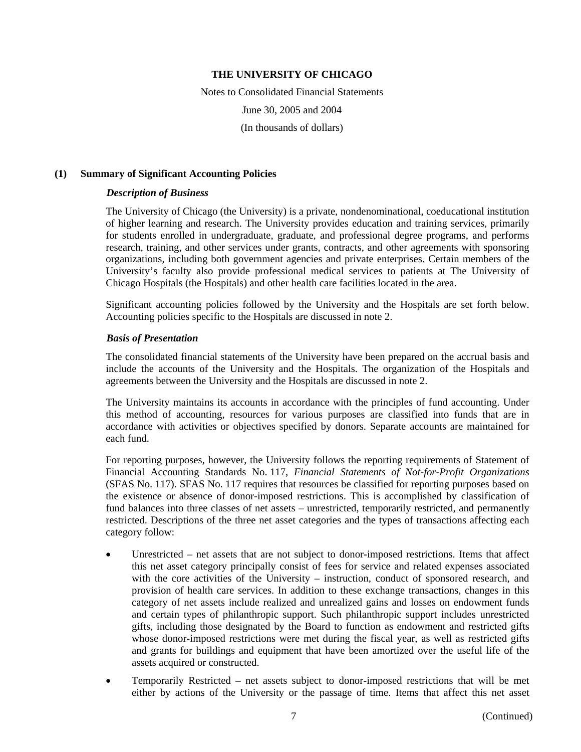**THE UNIVERSITY OF CHICAGO**

Notes to Consolidated Financial Statements

June 30, 2005 and 2004

(In thousands of dollars)

## (1) Summary of Significant Accounting Policies

### *Description of Business*

The University of Chicago (the University) is a private, nondenominational, coeducational institution of higher learning and research. The University provides education and training services, primarily for students enrolled in undergraduate, graduate, and professional degree programs, and performs research, training, and other services under grants, contracts, and other agreements with sponsoring organizations, including both government agencies and private enterprises. Certain members of the University's faculty also provide professional medical services to patients at The University of Chicago Hospitals (the Hospitals) and other health care facilities located in the area.

Significant accounting policies followed by the University and the Hospitals are set forth below. Accounting policies specific to the Hospitals are discussed in note 2.

### *Basis of Presentation*

The consolidated financial statements of the University have been prepared on the accrual basis and include the accounts of the University and the Hospitals. The organization of the Hospitals and agreements between the University and the Hospitals are discussed in note 2.

The University maintains its accounts in accordance with the principles of fund accounting. Under this method of accounting, resources for various purposes are classified into funds that are in accordance with activities or objectives specified by donors. Separate accounts are maintained for each fund.

For reporting purposes, however, the University follows the reporting requirements of Statement of Financial Accounting Standards No. 117, *Financial Statements of Not-for-Profit Organizations* (SFAS No. 117). SFAS No. 117 requires that resources be classified for reporting purposes based on the existence or absence of donor-imposed restrictions. This is accomplished by classification of fund balances into three classes of net assets – unrestricted, temporarily restricted, and permanently restricted. Descriptions of the three net asset categories and the types of transactions affecting each category follow:

- Unrestricted – net assets that are not subject to donor-imposed restrictions. Items that affect this net asset category principally consist of fees for service and related expenses associated with the core activities of the University – instruction, conduct of sponsored research, and provision of health care services. In addition to these exchange transactions, changes in this category of net assets include realized and unrealized gains and losses on endowment funds and certain types of philanthropic support. Such philanthropic support includes unrestricted gifts, including those designated by the Board to function as endowment and restricted gifts whose donor-imposed restrictions were met during the fiscal year, as well as restricted gifts and grants for buildings and equipment that have been amortized over the useful life of the assets acquired or constructed.
- Temporarily Restricted – net assets subject to donor-imposed restrictions that will be met either by actions of the University or the passage of time. Items that affect this net asset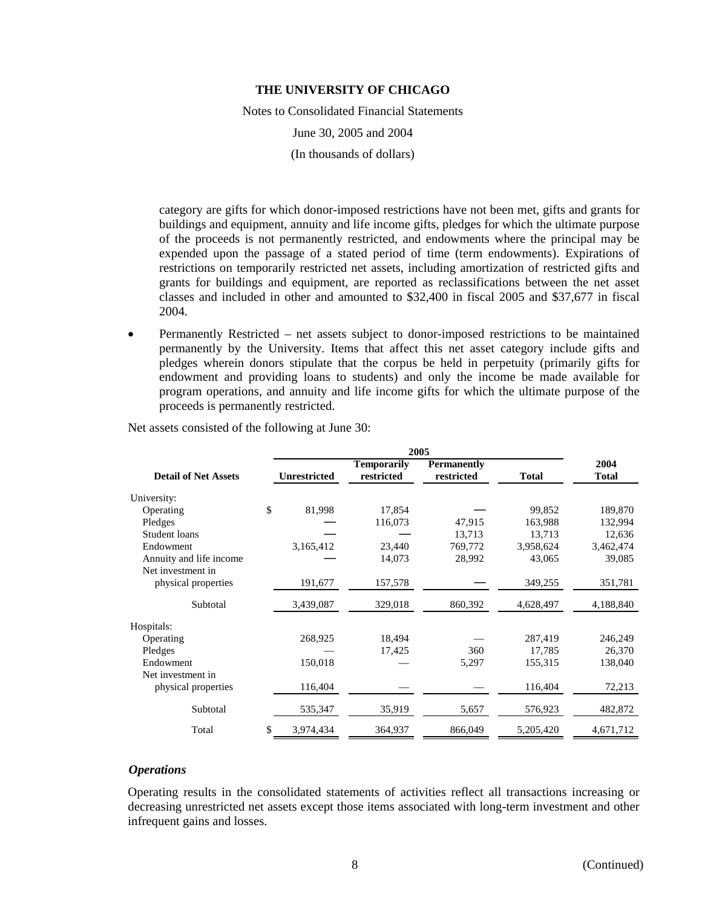category are gifts for which donor-imposed restrictions have not been met, gifts and grants for buildings and equipment, annuity and life income gifts, pledges for which the ultimate purpose of the proceeds is not permanently restricted, and endowments where the principal may be expended upon the passage of a stated period of time (term endowments). Expirations of restrictions on temporarily restricted net assets, including amortization of restricted gifts and grants for buildings and equipment, are reported as reclassifications between the net asset classes and included in other and amounted to $32,400 in fiscal 2005 and $37,677 in fiscal 2004.

- Permanently Restricted – net assets subject to donor-imposed restrictions to be maintained permanently by the University. Items that affect this net asset category include gifts and pledges wherein donors stipulate that the corpus be held in perpetuity (primarily gifts for endowment and providing loans to students) and only the income be made available for program operations, and annuity and life income gifts for which the ultimate purpose of the proceeds is permanently restricted.

Net assets consisted of the following at June 30:

| | 2005 | | | | |
|---|---|---|---|---|---|
| **Detail of Net Assets** | **Unrestricted** | **Temporarily restricted** | **Permanently restricted** | **Total** | **2004 Total** |
| University: | | | | | |
| Operating | $ 81,998 | 17,854 | — | 99,852 | 189,870 |
| Pledges | — | 116,073 | 47,915 | 163,988 | 132,994 |
| Student loans | — | — | 13,713 | 13,713 | 12,636 |
| Endowment | 3,165,412 | 23,440 | 769,772 | 3,958,624 | 3,462,474 |
| Annuity and life income | — | 14,073 | 28,992 | 43,065 | 39,085 |
| Net investment in physical properties | 191,677 | 157,578 | — | 349,255 | 351,781 |
| Subtotal | 3,439,087 | 329,018 | 860,392 | 4,628,497 | 4,188,840 |
| Hospitals: | | | | | |
| Operating | 268,925 | 18,494 | — | 287,419 | 246,249 |
| Pledges | — | 17,425 | 360 | 17,785 | 26,370 |
| Endowment | 150,018 | — | 5,297 | 155,315 | 138,040 |
| Net investment in physical properties | 116,404 | — | — | 116,404 | 72,213 |
| Subtotal | 535,347 | 35,919 | 5,657 | 576,923 | 482,872 |
| Total | $ 3,974,434 | 364,937 | 866,049 | 5,205,420 | 4,671,712 |

### *Operations*

Operating results in the consolidated statements of activities reflect all transactions increasing or decreasing unrestricted net assets except those items associated with long-term investment and other infrequent gains and losses.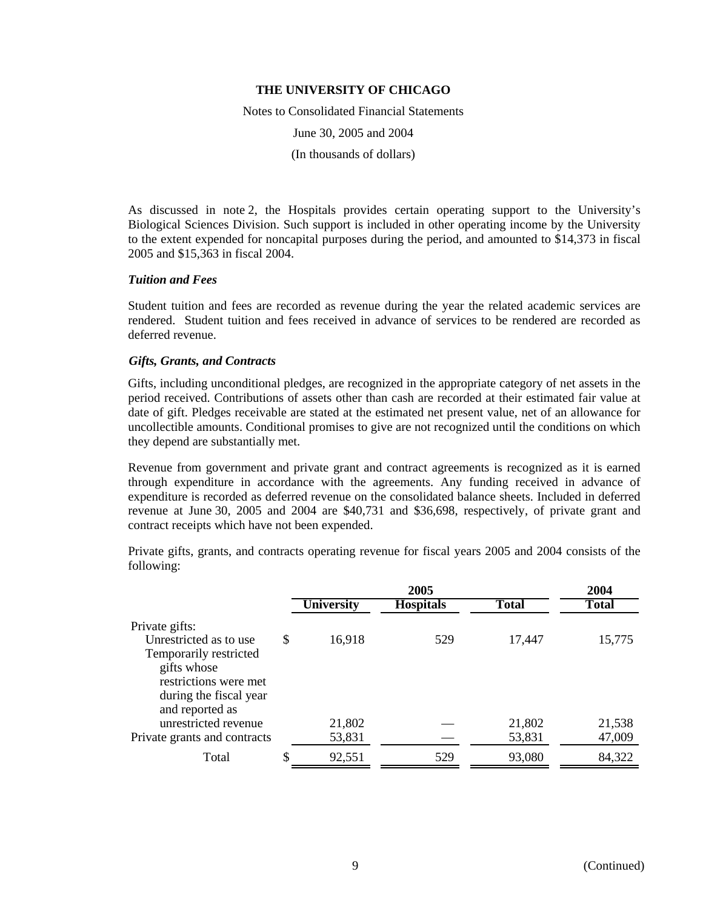As discussed in note 2, the Hospitals provides certain operating support to the University's Biological Sciences Division. Such support is included in other operating income by the University to the extent expended for noncapital purposes during the period, and amounted to $14,373 in fiscal 2005 and $15,363 in fiscal 2004.

### *Tuition and Fees*

Student tuition and fees are recorded as revenue during the year the related academic services are rendered. Student tuition and fees received in advance of services to be rendered are recorded as deferred revenue.

### *Gifts, Grants, and Contracts*

Gifts, including unconditional pledges, are recognized in the appropriate category of net assets in the period received. Contributions of assets other than cash are recorded at their estimated fair value at date of gift. Pledges receivable are stated at the estimated net present value, net of an allowance for uncollectible amounts. Conditional promises to give are not recognized until the conditions on which they depend are substantially met.

Revenue from government and private grant and contract agreements is recognized as it is earned through expenditure in accordance with the agreements. Any funding received in advance of expenditure is recorded as deferred revenue on the consolidated balance sheets. Included in deferred revenue at June 30, 2005 and 2004 are $40,731 and $36,698, respectively, of private grant and contract receipts which have not been expended.

Private gifts, grants, and contracts operating revenue for fiscal years 2005 and 2004 consists of the following:

| | 2005 | | | 2004 |
|---|---|---|---|---|
| | University | Hospitals | Total | Total |
| Private gifts: | | | | |
| Unrestricted as to use | $ 16,918 | 529 | 17,447 | 15,775 |
| Temporarily restricted gifts whose restrictions were met during the fiscal year and reported as unrestricted revenue | 21,802 | — | 21,802 | 21,538 |
| Private grants and contracts | 53,831 | — | 53,831 | 47,009 |
| Total | $ 92,551 | 529 | 93,080 | 84,322 |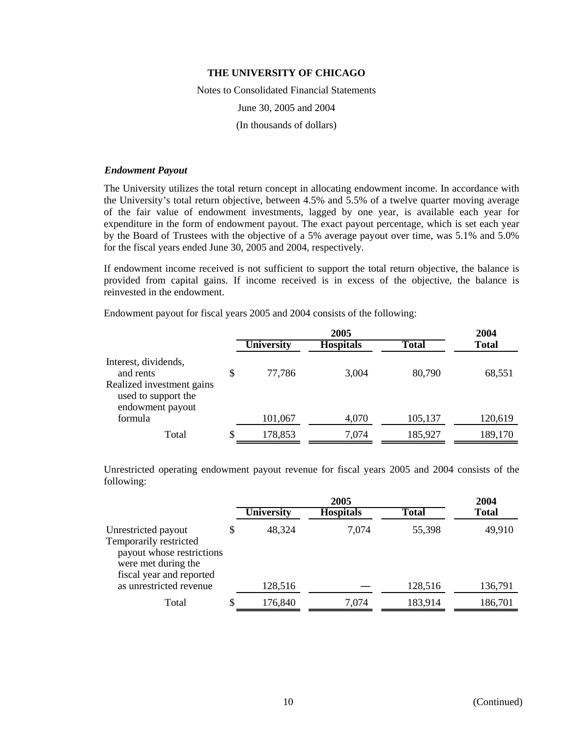THE UNIVERSITY OF CHICAGO

Notes to Consolidated Financial Statements

June 30, 2005 and 2004

(In thousands of dollars)

### *Endowment Payout*

The University utilizes the total return concept in allocating endowment income. In accordance with the University's total return objective, between 4.5% and 5.5% of a twelve quarter moving average of the fair value of endowment investments, lagged by one year, is available each year for expenditure in the form of endowment payout. The exact payout percentage, which is set each year by the Board of Trustees with the objective of a 5% average payout over time, was 5.1% and 5.0% for the fiscal years ended June 30, 2005 and 2004, respectively.

If endowment income received is not sufficient to support the total return objective, the balance is provided from capital gains. If income received is in excess of the objective, the balance is reinvested in the endowment.

Endowment payout for fiscal years 2005 and 2004 consists of the following:

| | 2005 | | | 2004 |
|---|---|---|---|---|
| | **University** | **Hospitals** | **Total** | **Total** |
| Interest, dividends, and rents | $ 77,786 | 3,004 | 80,790 | 68,551 |
| Realized investment gains used to support the endowment payout formula | 101,067 | 4,070 | 105,137 | 120,619 |
| Total | $ 178,853 | 7,074 | 185,927 | 189,170 |

Unrestricted operating endowment payout revenue for fiscal years 2005 and 2004 consists of the following:

| | 2005 | | | 2004 |
|---|---|---|---|---|
| | **University** | **Hospitals** | **Total** | **Total** |
| Unrestricted payout | $ 48,324 | 7,074 | 55,398 | 49,910 |
| Temporarily restricted payout whose restrictions were met during the fiscal year and reported as unrestricted revenue | 128,516 | — | 128,516 | 136,791 |
| Total | $ 176,840 | 7,074 | 183,914 | 186,701 |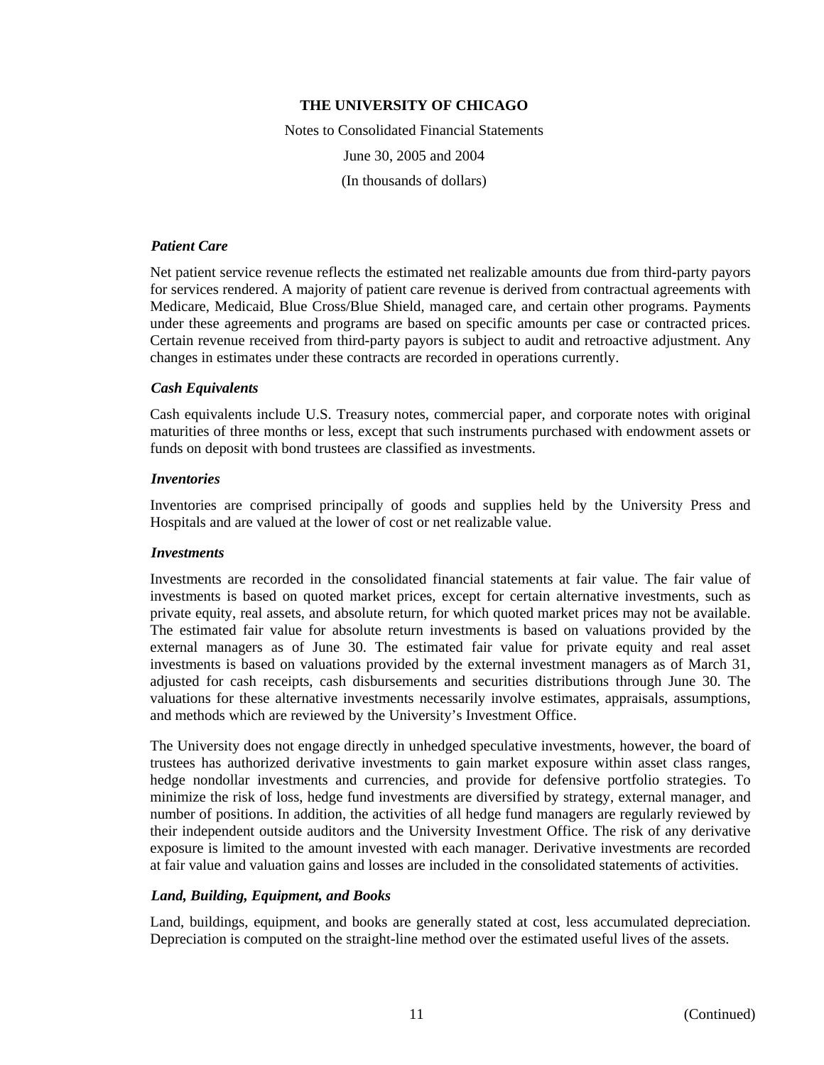### *Patient Care*

Net patient service revenue reflects the estimated net realizable amounts due from third-party payors for services rendered. A majority of patient care revenue is derived from contractual agreements with Medicare, Medicaid, Blue Cross/Blue Shield, managed care, and certain other programs. Payments under these agreements and programs are based on specific amounts per case or contracted prices. Certain revenue received from third-party payors is subject to audit and retroactive adjustment. Any changes in estimates under these contracts are recorded in operations currently.

### *Cash Equivalents*

Cash equivalents include U.S. Treasury notes, commercial paper, and corporate notes with original maturities of three months or less, except that such instruments purchased with endowment assets or funds on deposit with bond trustees are classified as investments.

### *Inventories*

Inventories are comprised principally of goods and supplies held by the University Press and Hospitals and are valued at the lower of cost or net realizable value.

### *Investments*

Investments are recorded in the consolidated financial statements at fair value. The fair value of investments is based on quoted market prices, except for certain alternative investments, such as private equity, real assets, and absolute return, for which quoted market prices may not be available. The estimated fair value for absolute return investments is based on valuations provided by the external managers as of June 30. The estimated fair value for private equity and real asset investments is based on valuations provided by the external investment managers as of March 31, adjusted for cash receipts, cash disbursements and securities distributions through June 30. The valuations for these alternative investments necessarily involve estimates, appraisals, assumptions, and methods which are reviewed by the University's Investment Office.

The University does not engage directly in unhedged speculative investments, however, the board of trustees has authorized derivative investments to gain market exposure within asset class ranges, hedge nondollar investments and currencies, and provide for defensive portfolio strategies. To minimize the risk of loss, hedge fund investments are diversified by strategy, external manager, and number of positions. In addition, the activities of all hedge fund managers are regularly reviewed by their independent outside auditors and the University Investment Office. The risk of any derivative exposure is limited to the amount invested with each manager. Derivative investments are recorded at fair value and valuation gains and losses are included in the consolidated statements of activities.

### *Land, Building, Equipment, and Books*

Land, buildings, equipment, and books are generally stated at cost, less accumulated depreciation. Depreciation is computed on the straight-line method over the estimated useful lives of the assets.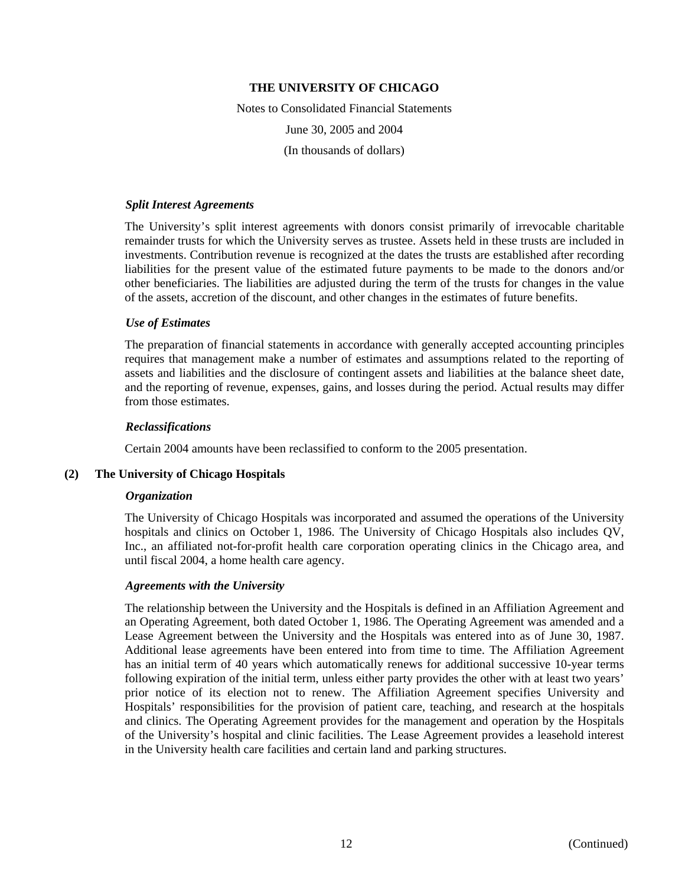### *Split Interest Agreements*

The University's split interest agreements with donors consist primarily of irrevocable charitable remainder trusts for which the University serves as trustee. Assets held in these trusts are included in investments. Contribution revenue is recognized at the dates the trusts are established after recording liabilities for the present value of the estimated future payments to be made to the donors and/or other beneficiaries. The liabilities are adjusted during the term of the trusts for changes in the value of the assets, accretion of the discount, and other changes in the estimates of future benefits.

### *Use of Estimates*

The preparation of financial statements in accordance with generally accepted accounting principles requires that management make a number of estimates and assumptions related to the reporting of assets and liabilities and the disclosure of contingent assets and liabilities at the balance sheet date, and the reporting of revenue, expenses, gains, and losses during the period. Actual results may differ from those estimates.

### *Reclassifications*

Certain 2004 amounts have been reclassified to conform to the 2005 presentation.

## (2) The University of Chicago Hospitals

### *Organization*

The University of Chicago Hospitals was incorporated and assumed the operations of the University hospitals and clinics on October 1, 1986. The University of Chicago Hospitals also includes QV, Inc., an affiliated not-for-profit health care corporation operating clinics in the Chicago area, and until fiscal 2004, a home health care agency.

### *Agreements with the University*

The relationship between the University and the Hospitals is defined in an Affiliation Agreement and an Operating Agreement, both dated October 1, 1986. The Operating Agreement was amended and a Lease Agreement between the University and the Hospitals was entered into as of June 30, 1987. Additional lease agreements have been entered into from time to time. The Affiliation Agreement has an initial term of 40 years which automatically renews for additional successive 10-year terms following expiration of the initial term, unless either party provides the other with at least two years' prior notice of its election not to renew. The Affiliation Agreement specifies University and Hospitals' responsibilities for the provision of patient care, teaching, and research at the hospitals and clinics. The Operating Agreement provides for the management and operation by the Hospitals of the University's hospital and clinic facilities. The Lease Agreement provides a leasehold interest in the University health care facilities and certain land and parking structures.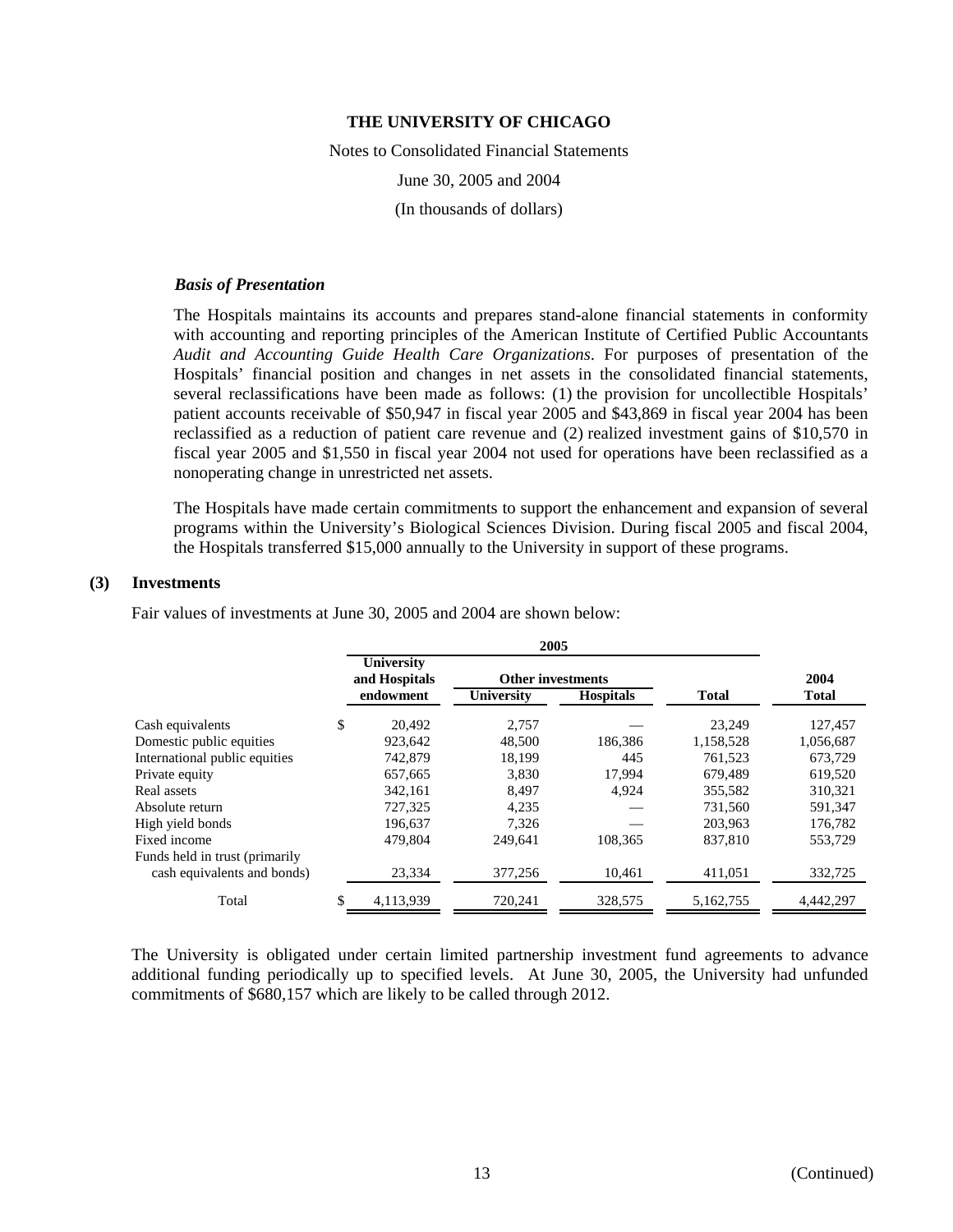### *Basis of Presentation*

The Hospitals maintains its accounts and prepares stand-alone financial statements in conformity with accounting and reporting principles of the American Institute of Certified Public Accountants *Audit and Accounting Guide Health Care Organizations*. For purposes of presentation of the Hospitals' financial position and changes in net assets in the consolidated financial statements, several reclassifications have been made as follows: (1) the provision for uncollectible Hospitals' patient accounts receivable of $50,947 in fiscal year 2005 and $43,869 in fiscal year 2004 has been reclassified as a reduction of patient care revenue and (2) realized investment gains of $10,570 in fiscal year 2005 and $1,550 in fiscal year 2004 not used for operations have been reclassified as a nonoperating change in unrestricted net assets.

The Hospitals have made certain commitments to support the enhancement and expansion of several programs within the University's Biological Sciences Division. During fiscal 2005 and fiscal 2004, the Hospitals transferred $15,000 annually to the University in support of these programs.

## (3) Investments

Fair values of investments at June 30, 2005 and 2004 are shown below:

| | 2005 | | | | |
|---|---|---|---|---|---|
| | University and Hospitals endowment | Other investments | | | 2004 |
| | | University | Hospitals | Total | Total |
| Cash equivalents | $ 20,492 | 2,757 | — | 23,249 | 127,457 |
| Domestic public equities | 923,642 | 48,500 | 186,386 | 1,158,528 | 1,056,687 |
| International public equities | 742,879 | 18,199 | 445 | 761,523 | 673,729 |
| Private equity | 657,665 | 3,830 | 17,994 | 679,489 | 619,520 |
| Real assets | 342,161 | 8,497 | 4,924 | 355,582 | 310,321 |
| Absolute return | 727,325 | 4,235 | — | 731,560 | 591,347 |
| High yield bonds | 196,637 | 7,326 | — | 203,963 | 176,782 |
| Fixed income | 479,804 | 249,641 | 108,365 | 837,810 | 553,729 |
| Funds held in trust (primarily cash equivalents and bonds) | 23,334 | 377,256 | 10,461 | 411,051 | 332,725 |
| Total | $ 4,113,939 | 720,241 | 328,575 | 5,162,755 | 4,442,297 |

The University is obligated under certain limited partnership investment fund agreements to advance additional funding periodically up to specified levels. At June 30, 2005, the University had unfunded commitments of $680,157 which are likely to be called through 2012.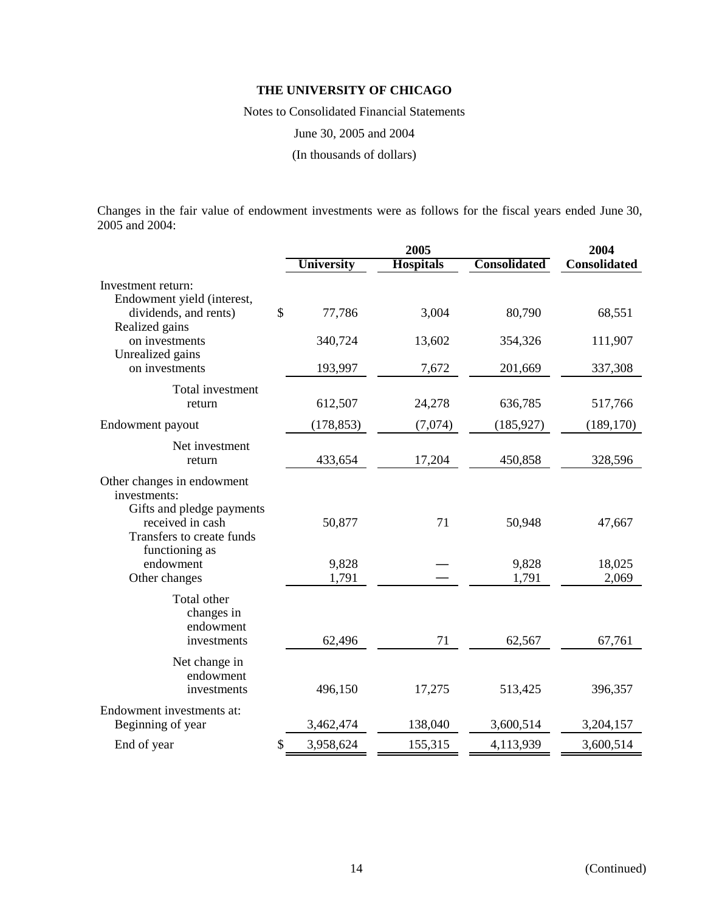# THE UNIVERSITY OF CHICAGO

Notes to Consolidated Financial Statements

June 30, 2005 and 2004

(In thousands of dollars)

Changes in the fair value of endowment investments were as follows for the fiscal years ended June 30, 2005 and 2004:

| | 2005 | | | 2004 |
|---|---|---|---|---|
| | **University** | **Hospitals** | **Consolidated** | **Consolidated** |
| Investment return: | | | | |
| Endowment yield (interest, dividends, and rents) | $ 77,786 | 3,004 | 80,790 | 68,551 |
| Realized gains on investments | 340,724 | 13,602 | 354,326 | 111,907 |
| Unrealized gains on investments | 193,997 | 7,672 | 201,669 | 337,308 |
| Total investment return | 612,507 | 24,278 | 636,785 | 517,766 |
| Endowment payout | (178,853) | (7,074) | (185,927) | (189,170) |
| Net investment return | 433,654 | 17,204 | 450,858 | 328,596 |
| Other changes in endowment investments: | | | | |
| Gifts and pledge payments received in cash | 50,877 | 71 | 50,948 | 47,667 |
| Transfers to create funds functioning as endowment | 9,828 | — | 9,828 | 18,025 |
| Other changes | 1,791 | — | 1,791 | 2,069 |
| Total other changes in endowment investments | 62,496 | 71 | 62,567 | 67,761 |
| Net change in endowment investments | 496,150 | 17,275 | 513,425 | 396,357 |
| Endowment investments at: | | | | |
| Beginning of year | 3,462,474 | 138,040 | 3,600,514 | 3,204,157 |
| End of year | $ 3,958,624 | 155,315 | 4,113,939 | 3,600,514 |

(Continued)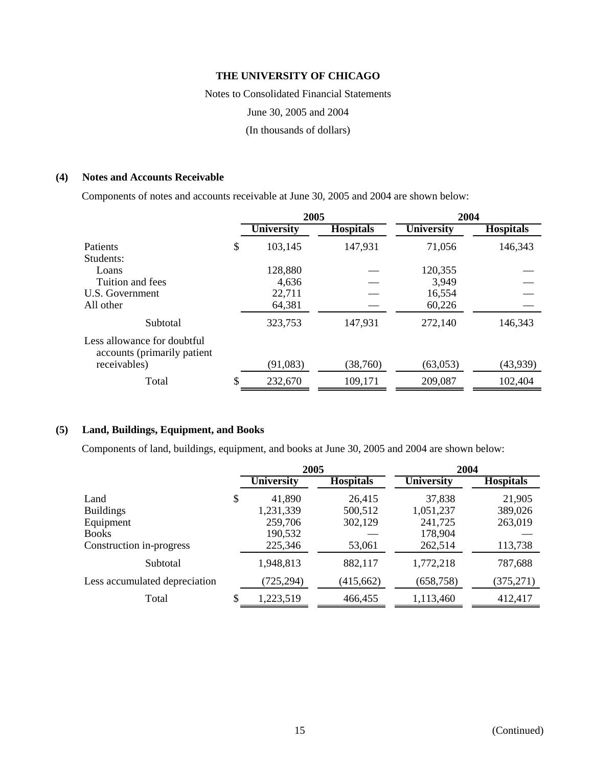# THE UNIVERSITY OF CHICAGO

Notes to Consolidated Financial Statements

June 30, 2005 and 2004

(In thousands of dollars)

## (4) Notes and Accounts Receivable

Components of notes and accounts receivable at June 30, 2005 and 2004 are shown below:

| | 2005 | | 2004 | |
|---|---|---|---|---|
| | University | Hospitals | University | Hospitals |
| Patients | $ 103,145 | 147,931 | 71,056 | 146,343 |
| Students: | | | | |
| Loans | 128,880 | — | 120,355 | — |
| Tuition and fees | 4,636 | — | 3,949 | — |
| U.S. Government | 22,711 | — | 16,554 | — |
| All other | 64,381 | — | 60,226 | — |
| Subtotal | 323,753 | 147,931 | 272,140 | 146,343 |
| Less allowance for doubtful accounts (primarily patient receivables) | (91,083) | (38,760) | (63,053) | (43,939) |
| Total | $ 232,670 | 109,171 | 209,087 | 102,404 |

## (5) Land, Buildings, Equipment, and Books

Components of land, buildings, equipment, and books at June 30, 2005 and 2004 are shown below:

| | 2005 | | 2004 | |
|---|---|---|---|---|
| | University | Hospitals | University | Hospitals |
| Land | $ 41,890 | 26,415 | 37,838 | 21,905 |
| Buildings | 1,231,339 | 500,512 | 1,051,237 | 389,026 |
| Equipment | 259,706 | 302,129 | 241,725 | 263,019 |
| Books | 190,532 | — | 178,904 | — |
| Construction in-progress | 225,346 | 53,061 | 262,514 | 113,738 |
| Subtotal | 1,948,813 | 882,117 | 1,772,218 | 787,688 |
| Less accumulated depreciation | (725,294) | (415,662) | (658,758) | (375,271) |
| Total | $ 1,223,519 | 466,455 | 1,113,460 | 412,417 |

(Continued)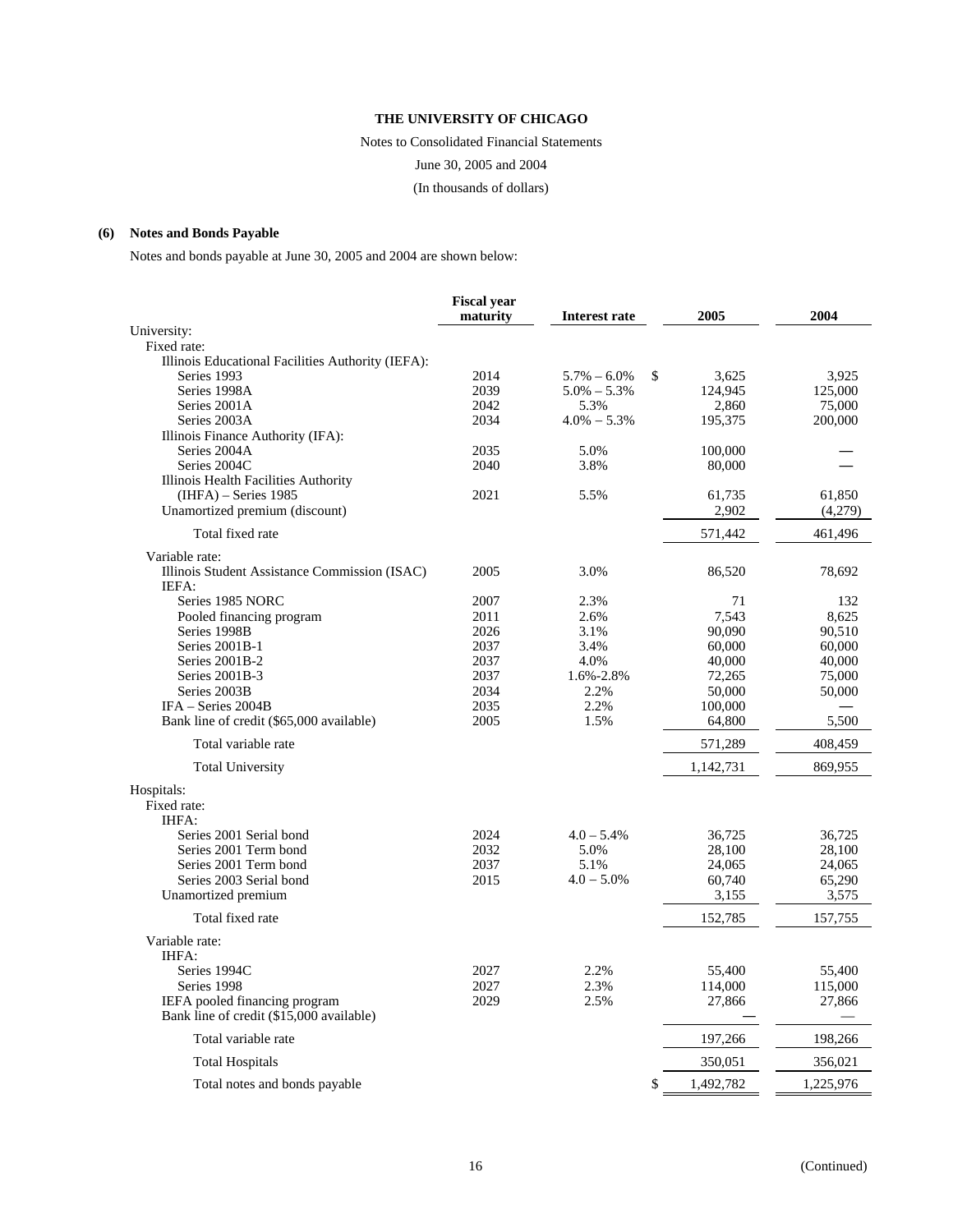**THE UNIVERSITY OF CHICAGO**

Notes to Consolidated Financial Statements

June 30, 2005 and 2004

(In thousands of dollars)

## (6) Notes and Bonds Payable

Notes and bonds payable at June 30, 2005 and 2004 are shown below:

| | Fiscal year maturity | Interest rate | 2005 | 2004 |
|---|---|---|---|---|
| University: | | | | |
| Fixed rate: | | | | |
| Illinois Educational Facilities Authority (IEFA): | | | | |
| Series 1993 | 2014 | 5.7% – 6.0% | $ 3,625 | 3,925 |
| Series 1998A | 2039 | 5.0% – 5.3% | 124,945 | 125,000 |
| Series 2001A | 2042 | 5.3% | 2,860 | 75,000 |
| Series 2003A | 2034 | 4.0% – 5.3% | 195,375 | 200,000 |
| Illinois Finance Authority (IFA): | | | | |
| Series 2004A | 2035 | 5.0% | 100,000 | — |
| Series 2004C | 2040 | 3.8% | 80,000 | — |
| Illinois Health Facilities Authority (IHFA) – Series 1985 | 2021 | 5.5% | 61,735 | 61,850 |
| Unamortized premium (discount) | | | 2,902 | (4,279) |
| Total fixed rate | | | 571,442 | 461,496 |
| Variable rate: | | | | |
| Illinois Student Assistance Commission (ISAC) | 2005 | 3.0% | 86,520 | 78,692 |
| IEFA: | | | | |
| Series 1985 NORC | 2007 | 2.3% | 71 | 132 |
| Pooled financing program | 2011 | 2.6% | 7,543 | 8,625 |
| Series 1998B | 2026 | 3.1% | 90,090 | 90,510 |
| Series 2001B-1 | 2037 | 3.4% | 60,000 | 60,000 |
| Series 2001B-2 | 2037 | 4.0% | 40,000 | 40,000 |
| Series 2001B-3 | 2037 | 1.6%-2.8% | 72,265 | 75,000 |
| Series 2003B | 2034 | 2.2% | 50,000 | 50,000 |
| IFA – Series 2004B | 2035 | 2.2% | 100,000 | — |
| Bank line of credit ($65,000 available) | 2005 | 1.5% | 64,800 | 5,500 |
| Total variable rate | | | 571,289 | 408,459 |
| Total University | | | 1,142,731 | 869,955 |
| Hospitals: | | | | |
| Fixed rate: | | | | |
| IHFA: | | | | |
| Series 2001 Serial bond | 2024 | 4.0 – 5.4% | 36,725 | 36,725 |
| Series 2001 Term bond | 2032 | 5.0% | 28,100 | 28,100 |
| Series 2001 Term bond | 2037 | 5.1% | 24,065 | 24,065 |
| Series 2003 Serial bond | 2015 | 4.0 – 5.0% | 60,740 | 65,290 |
| Unamortized premium | | | 3,155 | 3,575 |
| Total fixed rate | | | 152,785 | 157,755 |
| Variable rate: | | | | |
| IHFA: | | | | |
| Series 1994C | 2027 | 2.2% | 55,400 | 55,400 |
| Series 1998 | 2027 | 2.3% | 114,000 | 115,000 |
| IEFA pooled financing program | 2029 | 2.5% | 27,866 | 27,866 |
| Bank line of credit ($15,000 available) | | | — | — |
| Total variable rate | | | 197,266 | 198,266 |
| Total Hospitals | | | 350,051 | 356,021 |
| Total notes and bonds payable | | | $ 1,492,782 | 1,225,976 |

(Continued)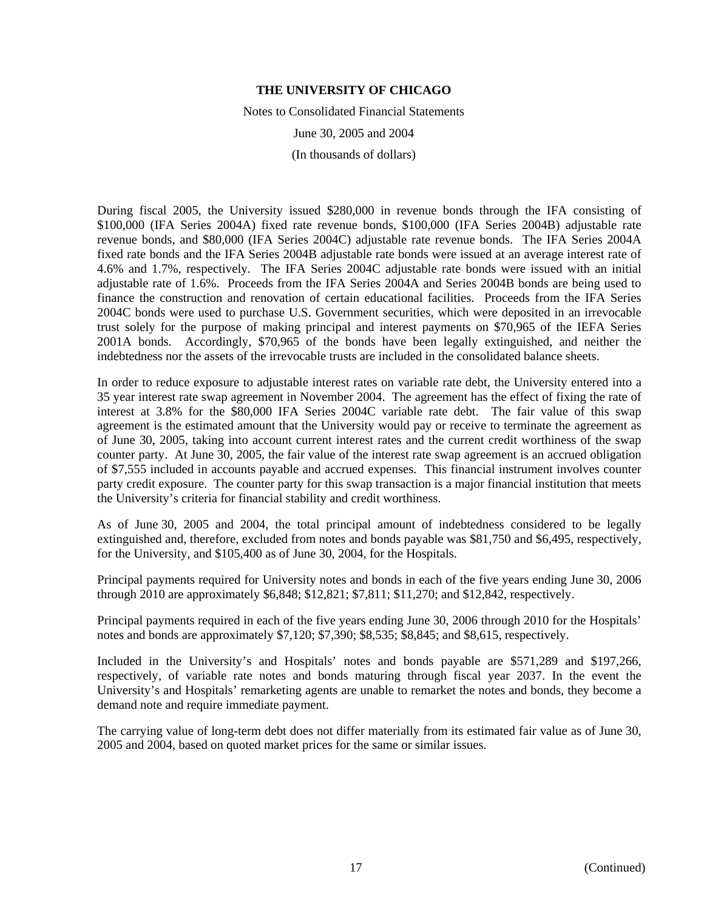During fiscal 2005, the University issued $280,000 in revenue bonds through the IFA consisting of $100,000 (IFA Series 2004A) fixed rate revenue bonds, $100,000 (IFA Series 2004B) adjustable rate revenue bonds, and $80,000 (IFA Series 2004C) adjustable rate revenue bonds. The IFA Series 2004A fixed rate bonds and the IFA Series 2004B adjustable rate bonds were issued at an average interest rate of 4.6% and 1.7%, respectively. The IFA Series 2004C adjustable rate bonds were issued with an initial adjustable rate of 1.6%. Proceeds from the IFA Series 2004A and Series 2004B bonds are being used to finance the construction and renovation of certain educational facilities. Proceeds from the IFA Series 2004C bonds were used to purchase U.S. Government securities, which were deposited in an irrevocable trust solely for the purpose of making principal and interest payments on $70,965 of the IEFA Series 2001A bonds. Accordingly, $70,965 of the bonds have been legally extinguished, and neither the indebtedness nor the assets of the irrevocable trusts are included in the consolidated balance sheets.

In order to reduce exposure to adjustable interest rates on variable rate debt, the University entered into a 35 year interest rate swap agreement in November 2004. The agreement has the effect of fixing the rate of interest at 3.8% for the $80,000 IFA Series 2004C variable rate debt. The fair value of this swap agreement is the estimated amount that the University would pay or receive to terminate the agreement as of June 30, 2005, taking into account current interest rates and the current credit worthiness of the swap counter party. At June 30, 2005, the fair value of the interest rate swap agreement is an accrued obligation of $7,555 included in accounts payable and accrued expenses. This financial instrument involves counter party credit exposure. The counter party for this swap transaction is a major financial institution that meets the University's criteria for financial stability and credit worthiness.

As of June 30, 2005 and 2004, the total principal amount of indebtedness considered to be legally extinguished and, therefore, excluded from notes and bonds payable was $81,750 and $6,495, respectively, for the University, and $105,400 as of June 30, 2004, for the Hospitals.

Principal payments required for University notes and bonds in each of the five years ending June 30, 2006 through 2010 are approximately $6,848; $12,821; $7,811; $11,270; and $12,842, respectively.

Principal payments required in each of the five years ending June 30, 2006 through 2010 for the Hospitals' notes and bonds are approximately $7,120; $7,390; $8,535; $8,845; and $8,615, respectively.

Included in the University's and Hospitals' notes and bonds payable are $571,289 and $197,266, respectively, of variable rate notes and bonds maturing through fiscal year 2037. In the event the University's and Hospitals' remarketing agents are unable to remarket the notes and bonds, they become a demand note and require immediate payment.

The carrying value of long-term debt does not differ materially from its estimated fair value as of June 30, 2005 and 2004, based on quoted market prices for the same or similar issues.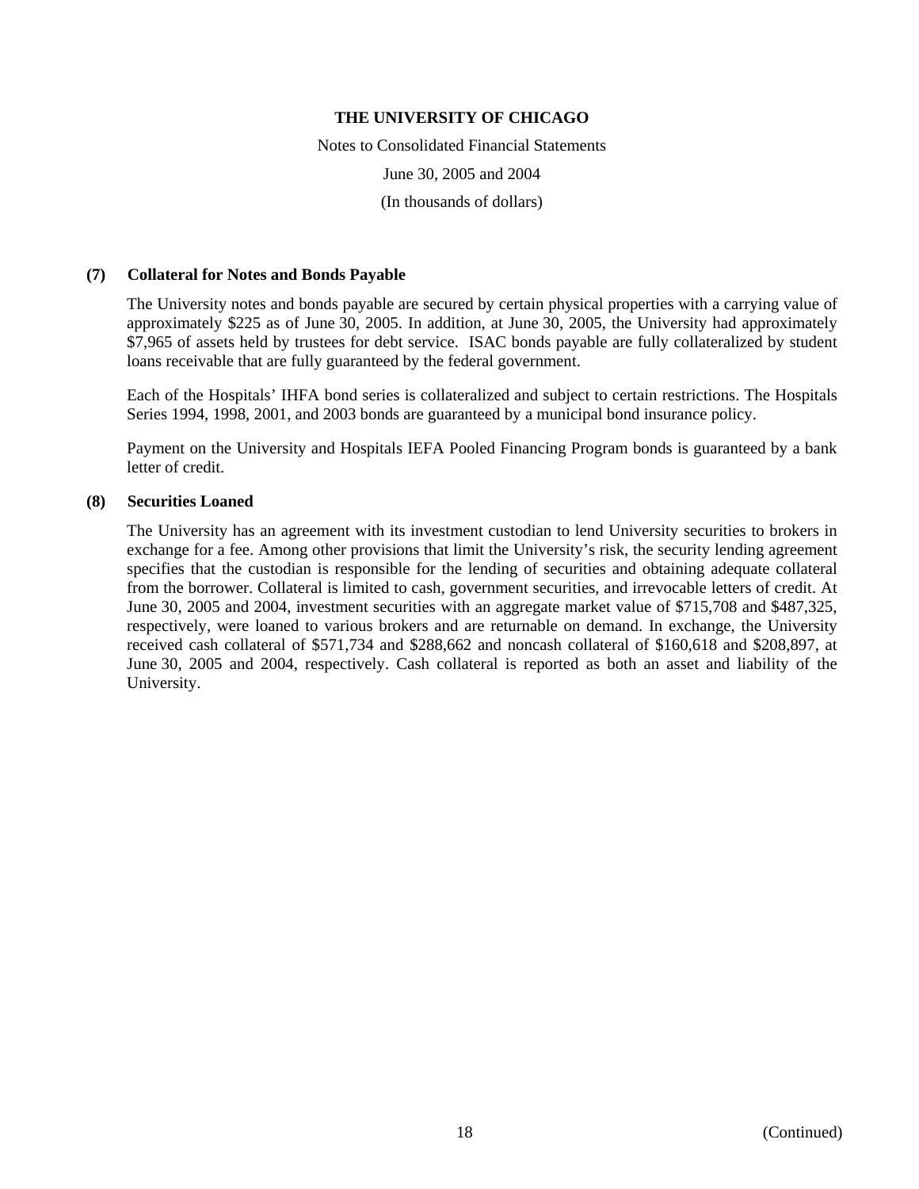**THE UNIVERSITY OF CHICAGO**

Notes to Consolidated Financial Statements

June 30, 2005 and 2004

(In thousands of dollars)

**(7) Collateral for Notes and Bonds Payable**

The University notes and bonds payable are secured by certain physical properties with a carrying value of approximately $225 as of June 30, 2005. In addition, at June 30, 2005, the University had approximately $7,965 of assets held by trustees for debt service. ISAC bonds payable are fully collateralized by student loans receivable that are fully guaranteed by the federal government.

Each of the Hospitals' IHFA bond series is collateralized and subject to certain restrictions. The Hospitals Series 1994, 1998, 2001, and 2003 bonds are guaranteed by a municipal bond insurance policy.

Payment on the University and Hospitals IEFA Pooled Financing Program bonds is guaranteed by a bank letter of credit.

**(8) Securities Loaned**

The University has an agreement with its investment custodian to lend University securities to brokers in exchange for a fee. Among other provisions that limit the University's risk, the security lending agreement specifies that the custodian is responsible for the lending of securities and obtaining adequate collateral from the borrower. Collateral is limited to cash, government securities, and irrevocable letters of credit. At June 30, 2005 and 2004, investment securities with an aggregate market value of $715,708 and $487,325, respectively, were loaned to various brokers and are returnable on demand. In exchange, the University received cash collateral of $571,734 and $288,662 and noncash collateral of $160,618 and $208,897, at June 30, 2005 and 2004, respectively. Cash collateral is reported as both an asset and liability of the University.

(Continued)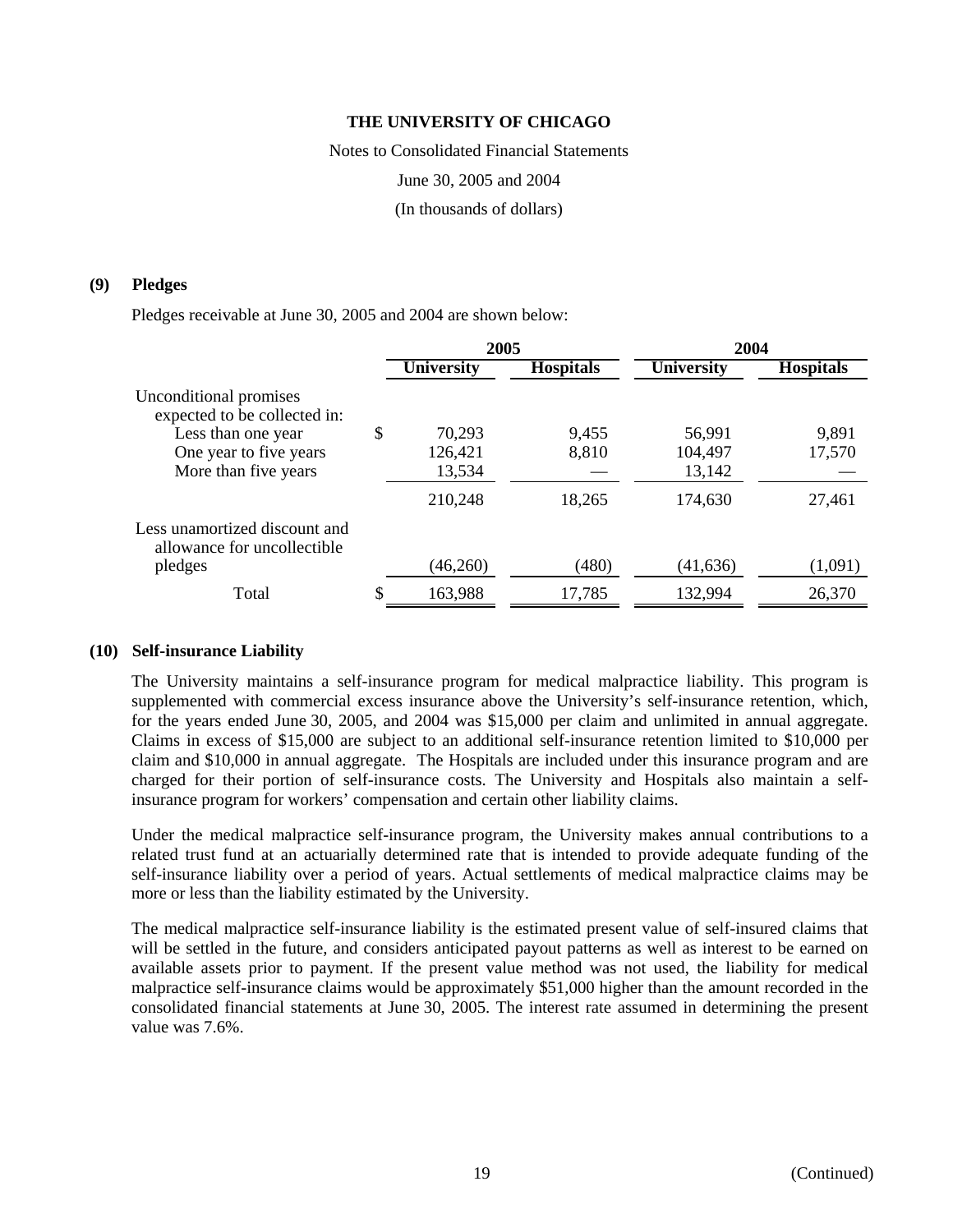THE UNIVERSITY OF CHICAGO

Notes to Consolidated Financial Statements

June 30, 2005 and 2004

(In thousands of dollars)

### (9) Pledges

Pledges receivable at June 30, 2005 and 2004 are shown below:

| | 2005 | | 2004 | |
|---|---|---|---|---|
| | University | Hospitals | University | Hospitals |
| Unconditional promises expected to be collected in: | | | | |
| Less than one year | $ 70,293 | 9,455 | 56,991 | 9,891 |
| One year to five years | 126,421 | 8,810 | 104,497 | 17,570 |
| More than five years | 13,534 | — | 13,142 | — |
| | 210,248 | 18,265 | 174,630 | 27,461 |
| Less unamortized discount and allowance for uncollectible pledges | (46,260) | (480) | (41,636) | (1,091) |
| Total | $ 163,988 | 17,785 | 132,994 | 26,370 |

### (10) Self-insurance Liability

The University maintains a self-insurance program for medical malpractice liability. This program is supplemented with commercial excess insurance above the University's self-insurance retention, which, for the years ended June 30, 2005, and 2004 was $15,000 per claim and unlimited in annual aggregate. Claims in excess of $15,000 are subject to an additional self-insurance retention limited to $10,000 per claim and $10,000 in annual aggregate. The Hospitals are included under this insurance program and are charged for their portion of self-insurance costs. The University and Hospitals also maintain a self-insurance program for workers' compensation and certain other liability claims.

Under the medical malpractice self-insurance program, the University makes annual contributions to a related trust fund at an actuarially determined rate that is intended to provide adequate funding of the self-insurance liability over a period of years. Actual settlements of medical malpractice claims may be more or less than the liability estimated by the University.

The medical malpractice self-insurance liability is the estimated present value of self-insured claims that will be settled in the future, and considers anticipated payout patterns as well as interest to be earned on available assets prior to payment. If the present value method was not used, the liability for medical malpractice self-insurance claims would be approximately $51,000 higher than the amount recorded in the consolidated financial statements at June 30, 2005. The interest rate assumed in determining the present value was 7.6%.

(Continued)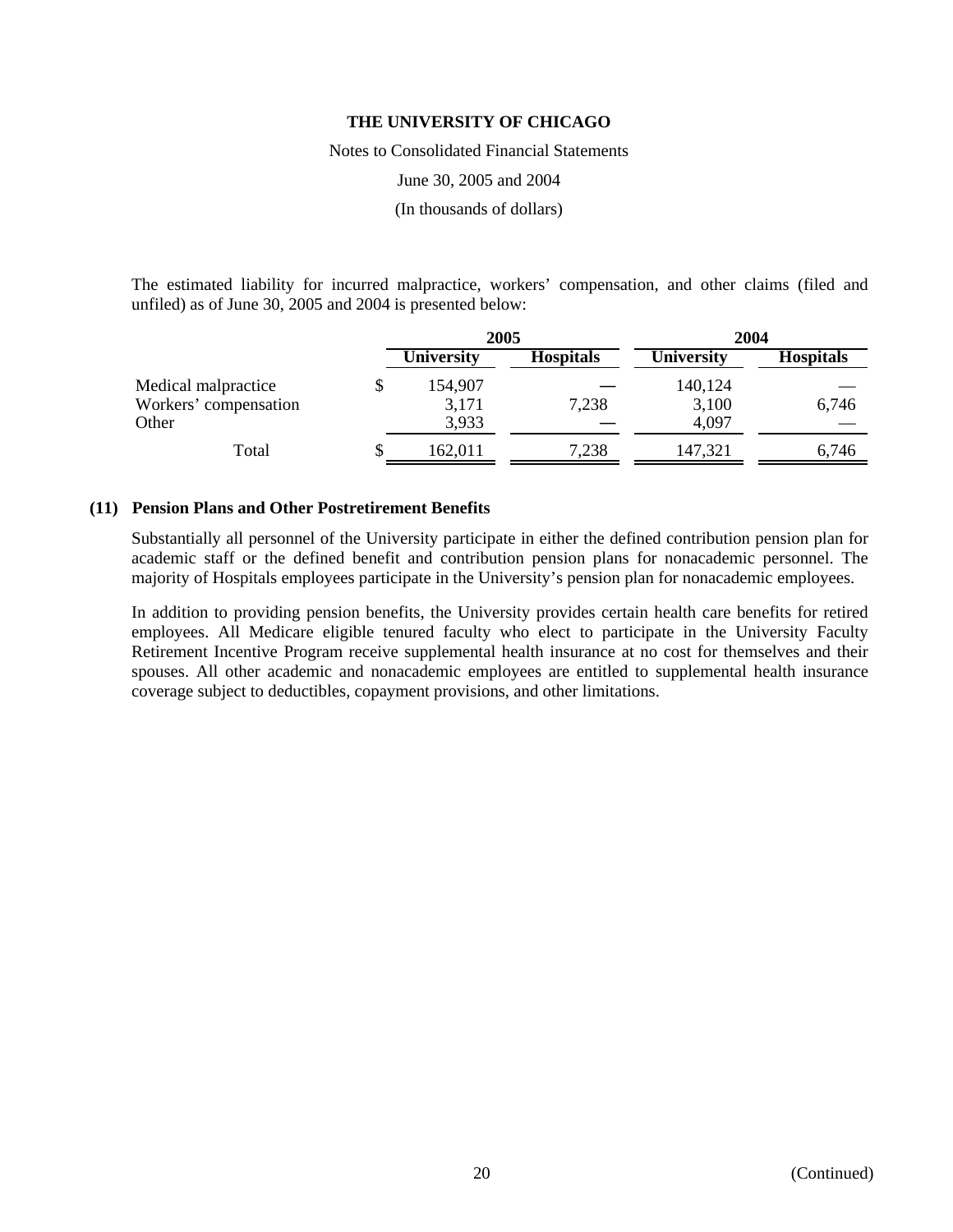The estimated liability for incurred malpractice, workers' compensation, and other claims (filed and unfiled) as of June 30, 2005 and 2004 is presented below:

| | 2005 | | 2004 | |
|---|---|---|---|---|
| | University | Hospitals | University | Hospitals |
| Medical malpractice | $ 154,907 | — | 140,124 | — |
| Workers' compensation | 3,171 | 7,238 | 3,100 | 6,746 |
| Other | 3,933 | — | 4,097 | — |
| Total | $ 162,011 | 7,238 | 147,321 | 6,746 |

## (11) Pension Plans and Other Postretirement Benefits

Substantially all personnel of the University participate in either the defined contribution pension plan for academic staff or the defined benefit and contribution pension plans for nonacademic personnel. The majority of Hospitals employees participate in the University's pension plan for nonacademic employees.

In addition to providing pension benefits, the University provides certain health care benefits for retired employees. All Medicare eligible tenured faculty who elect to participate in the University Faculty Retirement Incentive Program receive supplemental health insurance at no cost for themselves and their spouses. All other academic and nonacademic employees are entitled to supplemental health insurance coverage subject to deductibles, copayment provisions, and other limitations.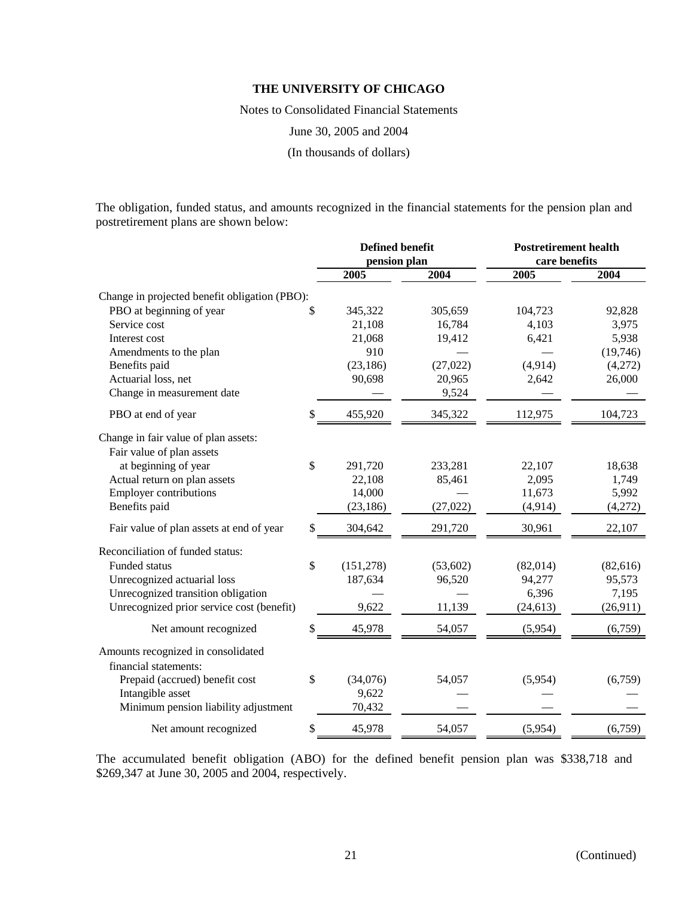**THE UNIVERSITY OF CHICAGO**

Notes to Consolidated Financial Statements

June 30, 2005 and 2004

(In thousands of dollars)

The obligation, funded status, and amounts recognized in the financial statements for the pension plan and postretirement plans are shown below:

| | Defined benefit pension plan | | Postretirement health care benefits | |
|---|---|---|---|---|
| | 2005 | 2004 | 2005 | 2004 |
| Change in projected benefit obligation (PBO): | | | | |
| PBO at beginning of year | $ 345,322 | 305,659 | 104,723 | 92,828 |
| Service cost | 21,108 | 16,784 | 4,103 | 3,975 |
| Interest cost | 21,068 | 19,412 | 6,421 | 5,938 |
| Amendments to the plan | 910 | — | — | (19,746) |
| Benefits paid | (23,186) | (27,022) | (4,914) | (4,272) |
| Actuarial loss, net | 90,698 | 20,965 | 2,642 | 26,000 |
| Change in measurement date | — | 9,524 | — | — |
| PBO at end of year | $ 455,920 | 345,322 | 112,975 | 104,723 |
| Change in fair value of plan assets: | | | | |
| Fair value of plan assets at beginning of year | $ 291,720 | 233,281 | 22,107 | 18,638 |
| Actual return on plan assets | 22,108 | 85,461 | 2,095 | 1,749 |
| Employer contributions | 14,000 | — | 11,673 | 5,992 |
| Benefits paid | (23,186) | (27,022) | (4,914) | (4,272) |
| Fair value of plan assets at end of year | $ 304,642 | 291,720 | 30,961 | 22,107 |
| Reconciliation of funded status: | | | | |
| Funded status | $ (151,278) | (53,602) | (82,014) | (82,616) |
| Unrecognized actuarial loss | 187,634 | 96,520 | 94,277 | 95,573 |
| Unrecognized transition obligation | — | — | 6,396 | 7,195 |
| Unrecognized prior service cost (benefit) | 9,622 | 11,139 | (24,613) | (26,911) |
| Net amount recognized | $ 45,978 | 54,057 | (5,954) | (6,759) |
| Amounts recognized in consolidated financial statements: | | | | |
| Prepaid (accrued) benefit cost | $ (34,076) | 54,057 | (5,954) | (6,759) |
| Intangible asset | 9,622 | — | — | — |
| Minimum pension liability adjustment | 70,432 | — | — | — |
| Net amount recognized | $ 45,978 | 54,057 | (5,954) | (6,759) |

The accumulated benefit obligation (ABO) for the defined benefit pension plan was \$338,718 and \$269,347 at June 30, 2005 and 2004, respectively.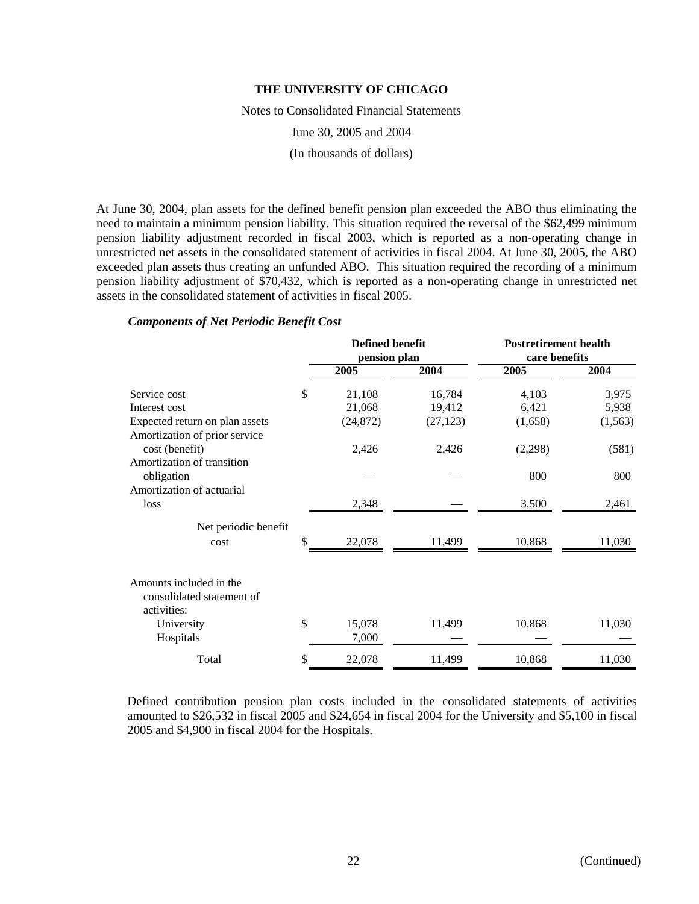At June 30, 2004, plan assets for the defined benefit pension plan exceeded the ABO thus eliminating the need to maintain a minimum pension liability. This situation required the reversal of the $62,499 minimum pension liability adjustment recorded in fiscal 2003, which is reported as a non-operating change in unrestricted net assets in the consolidated statement of activities in fiscal 2004. At June 30, 2005, the ABO exceeded plan assets thus creating an unfunded ABO. This situation required the recording of a minimum pension liability adjustment of $70,432, which is reported as a non-operating change in unrestricted net assets in the consolidated statement of activities in fiscal 2005.

***Components of Net Periodic Benefit Cost***

| | Defined benefit pension plan | | Postretirement health care benefits | |
|---|---|---|---|---|
| | 2005 | 2004 | 2005 | 2004 |
| Service cost | $ 21,108 | 16,784 | 4,103 | 3,975 |
| Interest cost | 21,068 | 19,412 | 6,421 | 5,938 |
| Expected return on plan assets | (24,872) | (27,123) | (1,658) | (1,563) |
| Amortization of prior service cost (benefit) | 2,426 | 2,426 | (2,298) | (581) |
| Amortization of transition obligation | — | — | 800 | 800 |
| Amortization of actuarial loss | 2,348 | — | 3,500 | 2,461 |
| Net periodic benefit cost | $ 22,078 | 11,499 | 10,868 | 11,030 |
| Amounts included in the consolidated statement of activities: | | | | |
| University | $ 15,078 | 11,499 | 10,868 | 11,030 |
| Hospitals | 7,000 | — | — | — |
| Total | $ 22,078 | 11,499 | 10,868 | 11,030 |

Defined contribution pension plan costs included in the consolidated statements of activities amounted to $26,532 in fiscal 2005 and $24,654 in fiscal 2004 for the University and $5,100 in fiscal 2005 and $4,900 in fiscal 2004 for the Hospitals.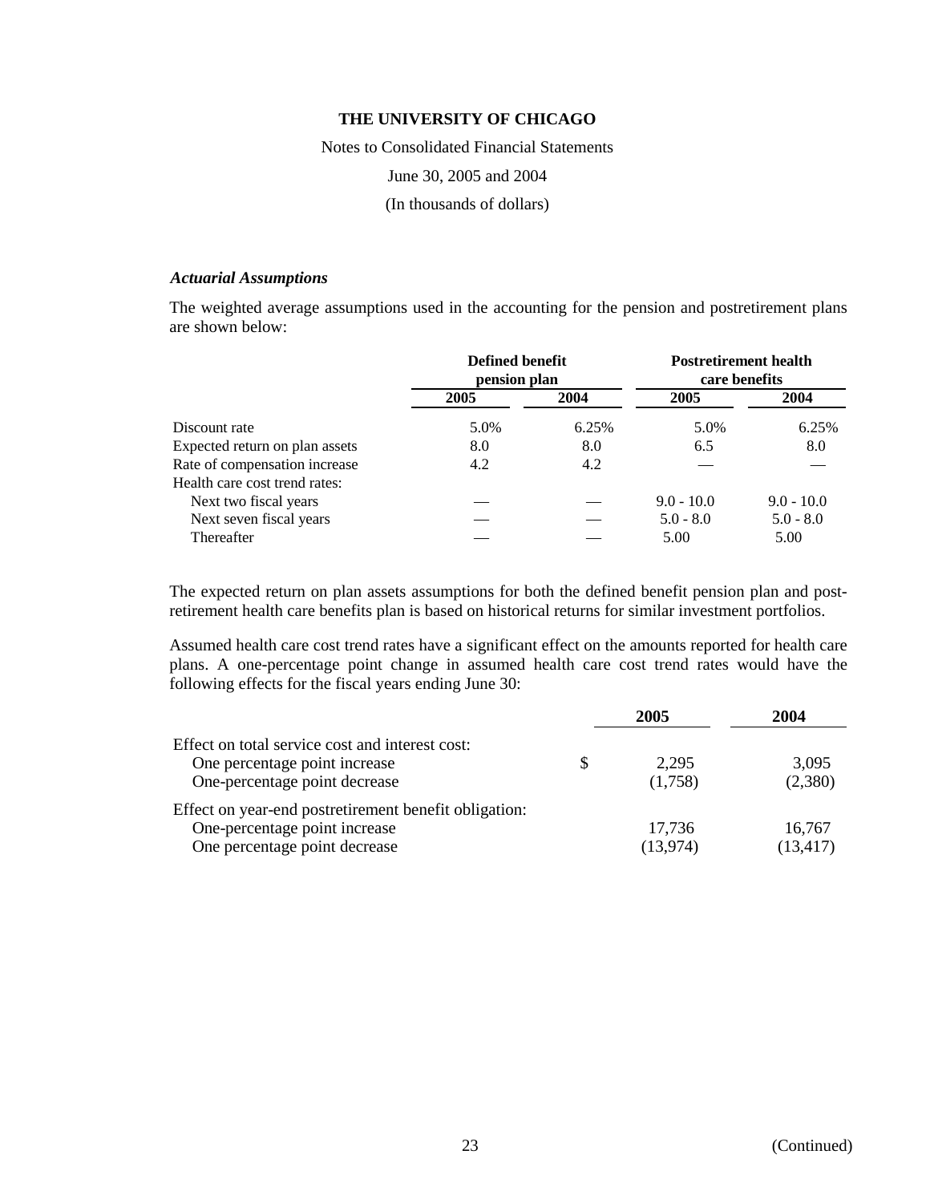# THE UNIVERSITY OF CHICAGO

Notes to Consolidated Financial Statements

June 30, 2005 and 2004

(In thousands of dollars)

### *Actuarial Assumptions*

The weighted average assumptions used in the accounting for the pension and postretirement plans are shown below:

| | Defined benefit pension plan | | Postretirement health care benefits | |
|---|---|---|---|---|
| | **2005** | **2004** | **2005** | **2004** |
| Discount rate | 5.0% | 6.25% | 5.0% | 6.25% |
| Expected return on plan assets | 8.0 | 8.0 | 6.5 | 8.0 |
| Rate of compensation increase | 4.2 | 4.2 | — | — |
| Health care cost trend rates: | | | | |
| Next two fiscal years | — | — | 9.0 - 10.0 | 9.0 - 10.0 |
| Next seven fiscal years | — | — | 5.0 - 8.0 | 5.0 - 8.0 |
| Thereafter | — | — | 5.00 | 5.00 |

The expected return on plan assets assumptions for both the defined benefit pension plan and post-retirement health care benefits plan is based on historical returns for similar investment portfolios.

Assumed health care cost trend rates have a significant effect on the amounts reported for health care plans. A one-percentage point change in assumed health care cost trend rates would have the following effects for the fiscal years ending June 30:

| | 2005 | 2004 |
|---|---|---|
| Effect on total service cost and interest cost: | | |
| One percentage point increase | $ 2,295 | 3,095 |
| One-percentage point decrease | (1,758) | (2,380) |
| Effect on year-end postretirement benefit obligation: | | |
| One-percentage point increase | 17,736 | 16,767 |
| One percentage point decrease | (13,974) | (13,417) |

(Continued)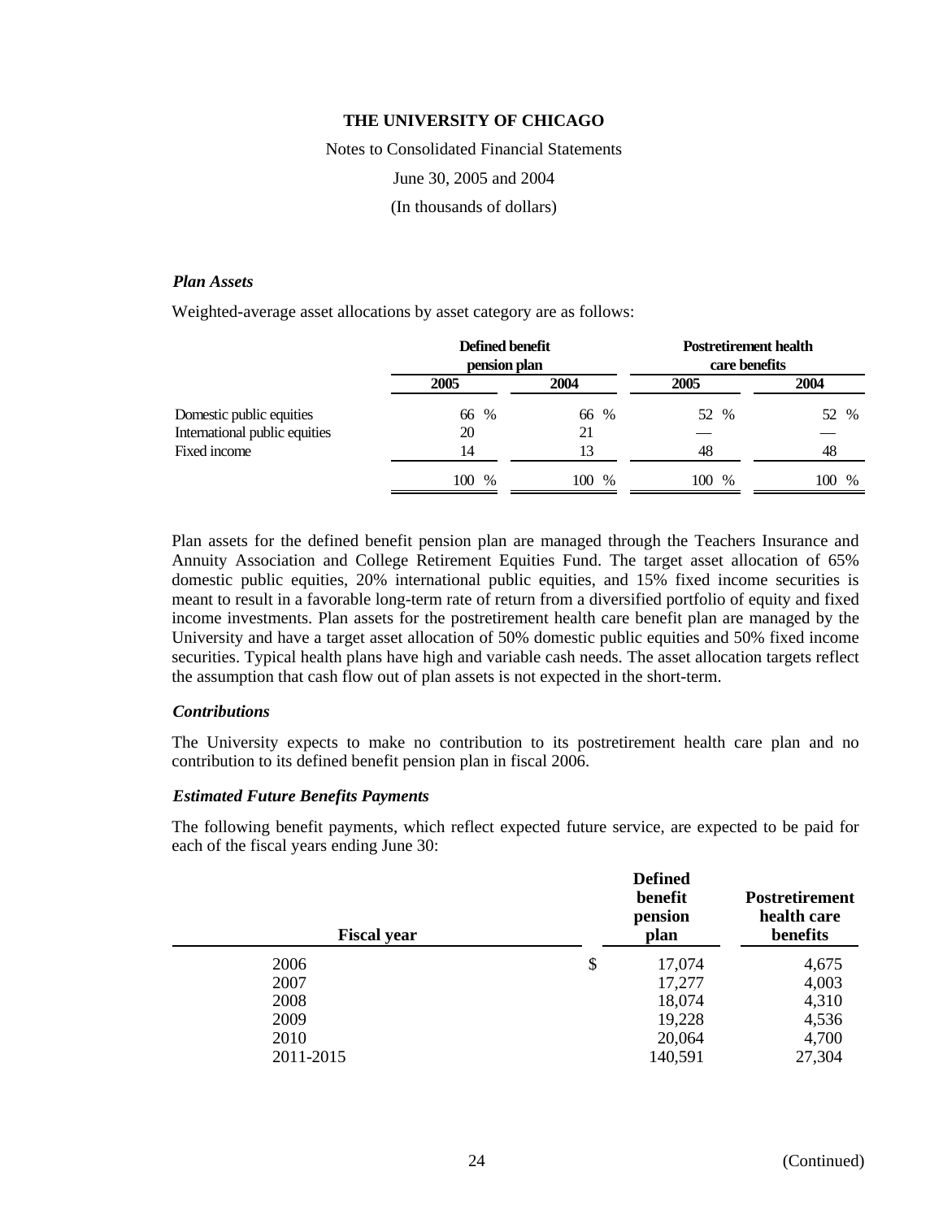**THE UNIVERSITY OF CHICAGO**

Notes to Consolidated Financial Statements

June 30, 2005 and 2004

(In thousands of dollars)

***Plan Assets***

Weighted-average asset allocations by asset category are as follows:

| | Defined benefit pension plan | | Postretirement health care benefits | |
|---|---|---|---|---|
| | 2005 | 2004 | 2005 | 2004 |
| Domestic public equities | 66 % | 66 % | 52 % | 52 % |
| International public equities | 20 | 21 | — | — |
| Fixed income | 14 | 13 | 48 | 48 |
| | 100 % | 100 % | 100 % | 100 % |

Plan assets for the defined benefit pension plan are managed through the Teachers Insurance and Annuity Association and College Retirement Equities Fund. The target asset allocation of 65% domestic public equities, 20% international public equities, and 15% fixed income securities is meant to result in a favorable long-term rate of return from a diversified portfolio of equity and fixed income investments. Plan assets for the postretirement health care benefit plan are managed by the University and have a target asset allocation of 50% domestic public equities and 50% fixed income securities. Typical health plans have high and variable cash needs. The asset allocation targets reflect the assumption that cash flow out of plan assets is not expected in the short-term.

***Contributions***

The University expects to make no contribution to its postretirement health care plan and no contribution to its defined benefit pension plan in fiscal 2006.

***Estimated Future Benefits Payments***

The following benefit payments, which reflect expected future service, are expected to be paid for each of the fiscal years ending June 30:

| Fiscal year | Defined benefit pension plan | Postretirement health care benefits |
|---|---|---|
| 2006 | $ 17,074 | 4,675 |
| 2007 | 17,277 | 4,003 |
| 2008 | 18,074 | 4,310 |
| 2009 | 19,228 | 4,536 |
| 2010 | 20,064 | 4,700 |
| 2011-2015 | 140,591 | 27,304 |

(Continued)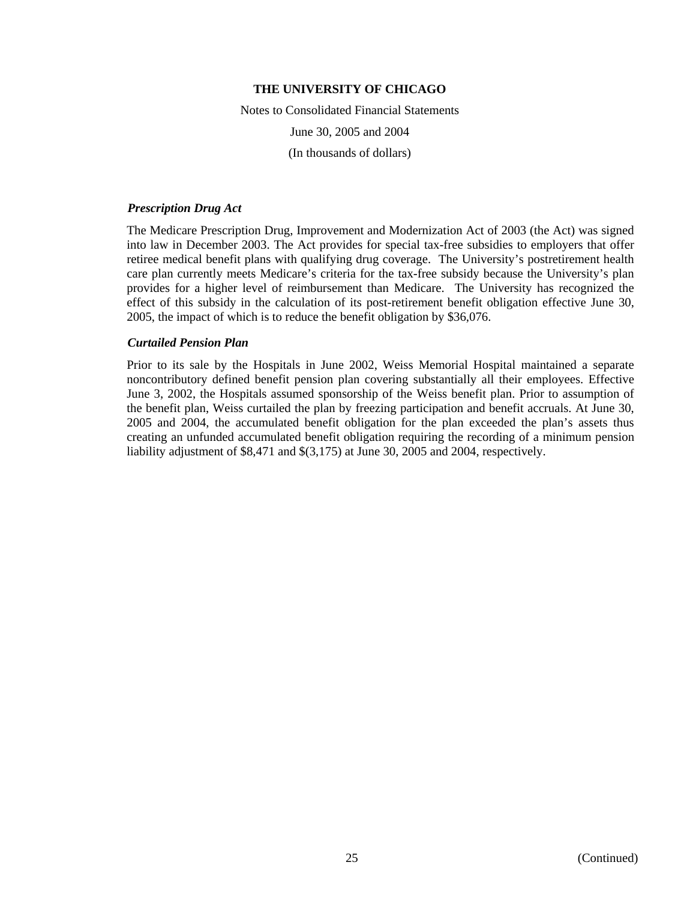### Prescription Drug Act

The Medicare Prescription Drug, Improvement and Modernization Act of 2003 (the Act) was signed into law in December 2003. The Act provides for special tax-free subsidies to employers that offer retiree medical benefit plans with qualifying drug coverage. The University's postretirement health care plan currently meets Medicare's criteria for the tax-free subsidy because the University's plan provides for a higher level of reimbursement than Medicare. The University has recognized the effect of this subsidy in the calculation of its post-retirement benefit obligation effective June 30, 2005, the impact of which is to reduce the benefit obligation by $36,076.

### Curtailed Pension Plan

Prior to its sale by the Hospitals in June 2002, Weiss Memorial Hospital maintained a separate noncontributory defined benefit pension plan covering substantially all their employees. Effective June 3, 2002, the Hospitals assumed sponsorship of the Weiss benefit plan. Prior to assumption of the benefit plan, Weiss curtailed the plan by freezing participation and benefit accruals. At June 30, 2005 and 2004, the accumulated benefit obligation for the plan exceeded the plan's assets thus creating an unfunded accumulated benefit obligation requiring the recording of a minimum pension liability adjustment of $8,471 and $(3,175) at June 30, 2005 and 2004, respectively.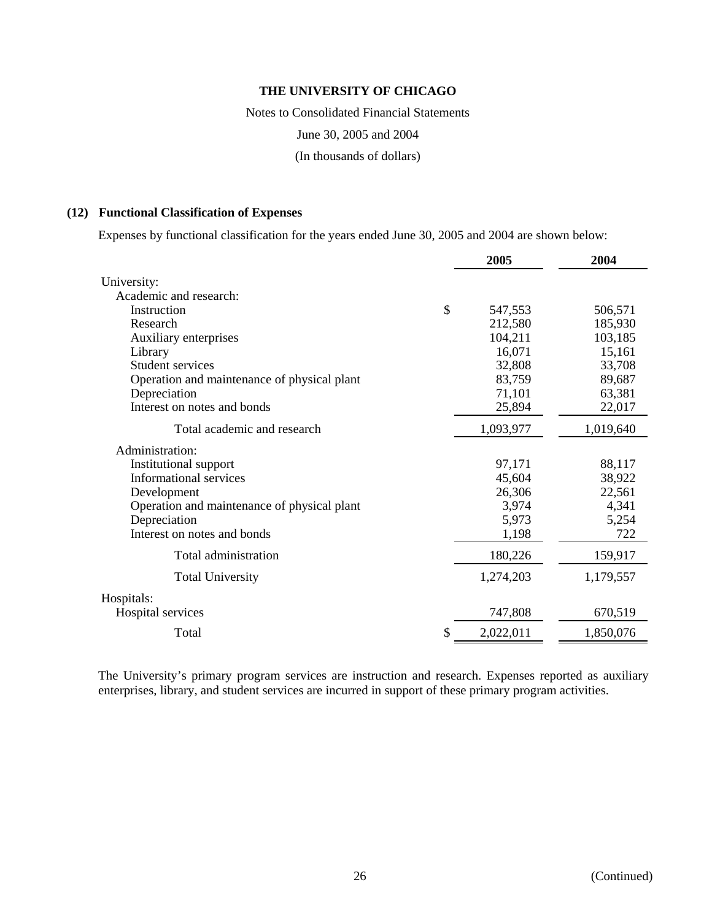# THE UNIVERSITY OF CHICAGO

Notes to Consolidated Financial Statements

June 30, 2005 and 2004

(In thousands of dollars)

## (12) Functional Classification of Expenses

Expenses by functional classification for the years ended June 30, 2005 and 2004 are shown below:

| | 2005 | 2004 |
|---|---|---|
| University: | | |
| Academic and research: | | |
| Instruction | $ 547,553 | 506,571 |
| Research | 212,580 | 185,930 |
| Auxiliary enterprises | 104,211 | 103,185 |
| Library | 16,071 | 15,161 |
| Student services | 32,808 | 33,708 |
| Operation and maintenance of physical plant | 83,759 | 89,687 |
| Depreciation | 71,101 | 63,381 |
| Interest on notes and bonds | 25,894 | 22,017 |
| Total academic and research | 1,093,977 | 1,019,640 |
| Administration: | | |
| Institutional support | 97,171 | 88,117 |
| Informational services | 45,604 | 38,922 |
| Development | 26,306 | 22,561 |
| Operation and maintenance of physical plant | 3,974 | 4,341 |
| Depreciation | 5,973 | 5,254 |
| Interest on notes and bonds | 1,198 | 722 |
| Total administration | 180,226 | 159,917 |
| Total University | 1,274,203 | 1,179,557 |
| Hospitals: | | |
| Hospital services | 747,808 | 670,519 |
| Total | $ 2,022,011 | 1,850,076 |

The University's primary program services are instruction and research. Expenses reported as auxiliary enterprises, library, and student services are incurred in support of these primary program activities.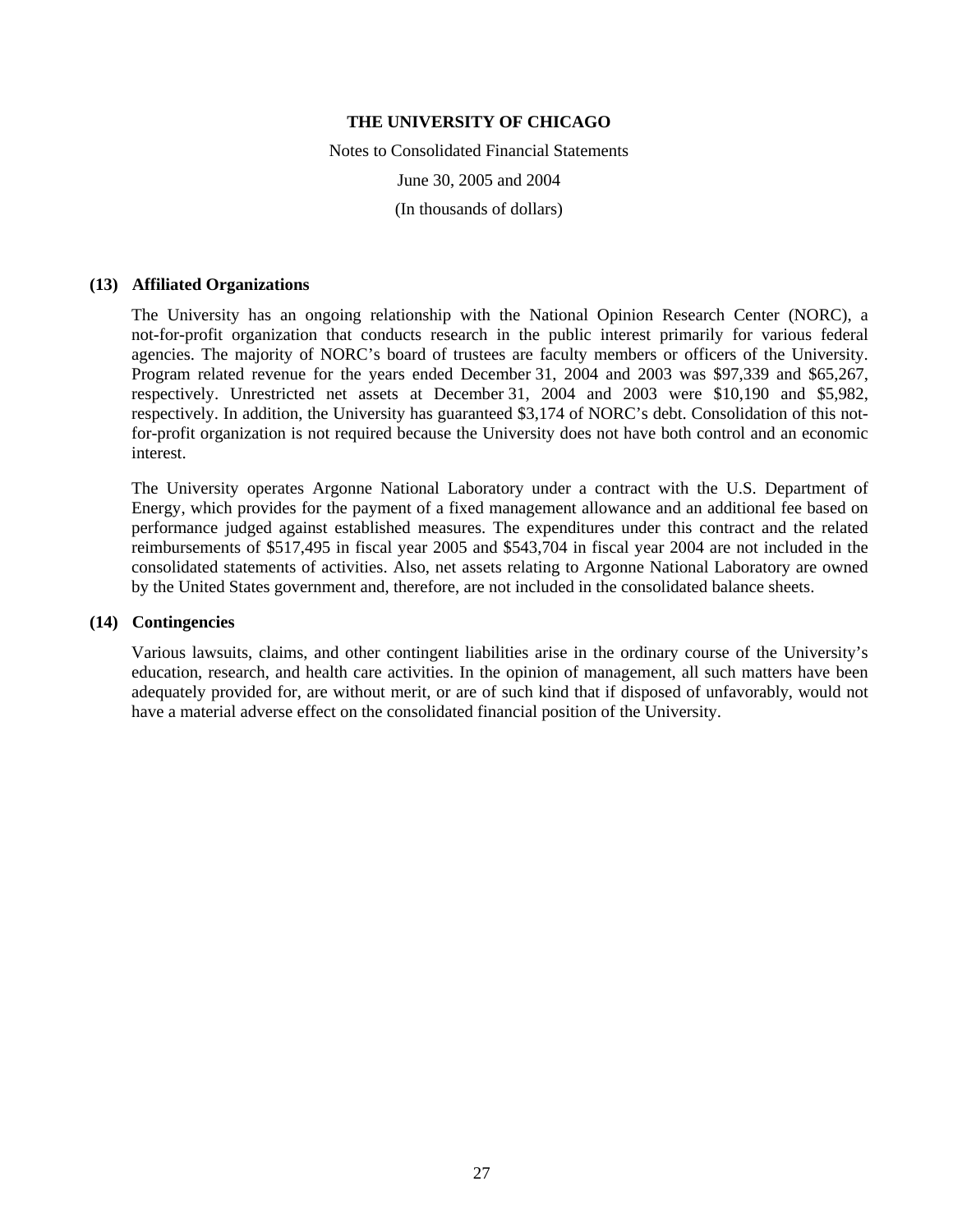**THE UNIVERSITY OF CHICAGO**

Notes to Consolidated Financial Statements

June 30, 2005 and 2004

(In thousands of dollars)

**(13) Affiliated Organizations**

The University has an ongoing relationship with the National Opinion Research Center (NORC), a not-for-profit organization that conducts research in the public interest primarily for various federal agencies. The majority of NORC's board of trustees are faculty members or officers of the University. Program related revenue for the years ended December 31, 2004 and 2003 was $97,339 and $65,267, respectively. Unrestricted net assets at December 31, 2004 and 2003 were $10,190 and $5,982, respectively. In addition, the University has guaranteed $3,174 of NORC's debt. Consolidation of this not-for-profit organization is not required because the University does not have both control and an economic interest.

The University operates Argonne National Laboratory under a contract with the U.S. Department of Energy, which provides for the payment of a fixed management allowance and an additional fee based on performance judged against established measures. The expenditures under this contract and the related reimbursements of $517,495 in fiscal year 2005 and $543,704 in fiscal year 2004 are not included in the consolidated statements of activities. Also, net assets relating to Argonne National Laboratory are owned by the United States government and, therefore, are not included in the consolidated balance sheets.

**(14) Contingencies**

Various lawsuits, claims, and other contingent liabilities arise in the ordinary course of the University's education, research, and health care activities. In the opinion of management, all such matters have been adequately provided for, are without merit, or are of such kind that if disposed of unfavorably, would not have a material adverse effect on the consolidated financial position of the University.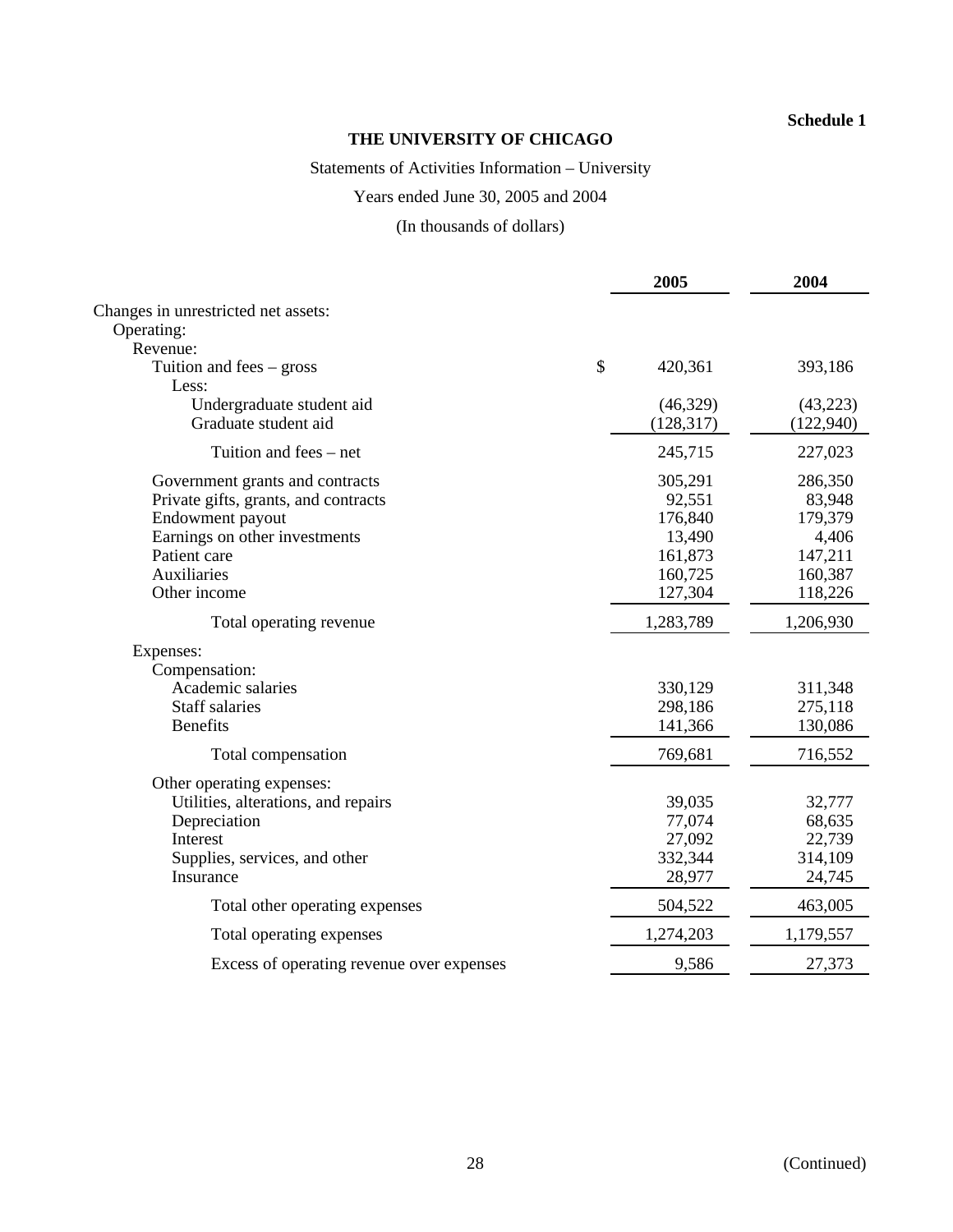**Schedule 1**

# THE UNIVERSITY OF CHICAGO

Statements of Activities Information – University

Years ended June 30, 2005 and 2004

(In thousands of dollars)

| | 2005 | 2004 |
|---|---|---|
| Changes in unrestricted net assets: | | |
| Operating: | | |
| Revenue: | | |
| Tuition and fees – gross | $ 420,361 | 393,186 |
| Less: | | |
| Undergraduate student aid | (46,329) | (43,223) |
| Graduate student aid | (128,317) | (122,940) |
| Tuition and fees – net | 245,715 | 227,023 |
| Government grants and contracts | 305,291 | 286,350 |
| Private gifts, grants, and contracts | 92,551 | 83,948 |
| Endowment payout | 176,840 | 179,379 |
| Earnings on other investments | 13,490 | 4,406 |
| Patient care | 161,873 | 147,211 |
| Auxiliaries | 160,725 | 160,387 |
| Other income | 127,304 | 118,226 |
| Total operating revenue | 1,283,789 | 1,206,930 |
| Expenses: | | |
| Compensation: | | |
| Academic salaries | 330,129 | 311,348 |
| Staff salaries | 298,186 | 275,118 |
| Benefits | 141,366 | 130,086 |
| Total compensation | 769,681 | 716,552 |
| Other operating expenses: | | |
| Utilities, alterations, and repairs | 39,035 | 32,777 |
| Depreciation | 77,074 | 68,635 |
| Interest | 27,092 | 22,739 |
| Supplies, services, and other | 332,344 | 314,109 |
| Insurance | 28,977 | 24,745 |
| Total other operating expenses | 504,522 | 463,005 |
| Total operating expenses | 1,274,203 | 1,179,557 |
| Excess of operating revenue over expenses | 9,586 | 27,373 |

(Continued)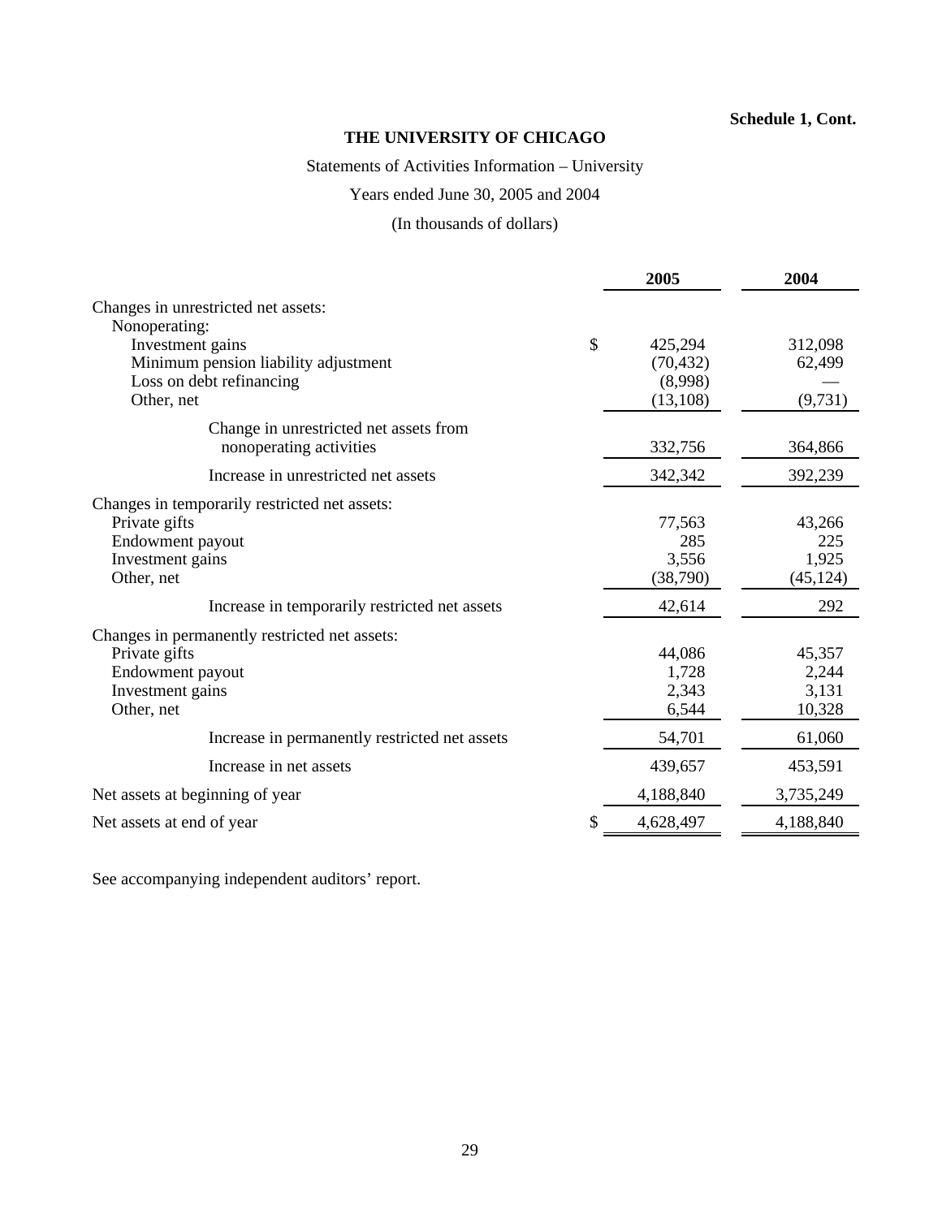**Schedule 1, Cont.**

# THE UNIVERSITY OF CHICAGO

Statements of Activities Information – University

Years ended June 30, 2005 and 2004

(In thousands of dollars)

| | 2005 | 2004 |
|---|---|---|
| Changes in unrestricted net assets: | | |
| Nonoperating: | | |
| Investment gains | $ 425,294 | 312,098 |
| Minimum pension liability adjustment | (70,432) | 62,499 |
| Loss on debt refinancing | (8,998) | — |
| Other, net | (13,108) | (9,731) |
| Change in unrestricted net assets from nonoperating activities | 332,756 | 364,866 |
| Increase in unrestricted net assets | 342,342 | 392,239 |
| Changes in temporarily restricted net assets: | | |
| Private gifts | 77,563 | 43,266 |
| Endowment payout | 285 | 225 |
| Investment gains | 3,556 | 1,925 |
| Other, net | (38,790) | (45,124) |
| Increase in temporarily restricted net assets | 42,614 | 292 |
| Changes in permanently restricted net assets: | | |
| Private gifts | 44,086 | 45,357 |
| Endowment payout | 1,728 | 2,244 |
| Investment gains | 2,343 | 3,131 |
| Other, net | 6,544 | 10,328 |
| Increase in permanently restricted net assets | 54,701 | 61,060 |
| Increase in net assets | 439,657 | 453,591 |
| Net assets at beginning of year | 4,188,840 | 3,735,249 |
| Net assets at end of year | $ 4,628,497 | 4,188,840 |

See accompanying independent auditors' report.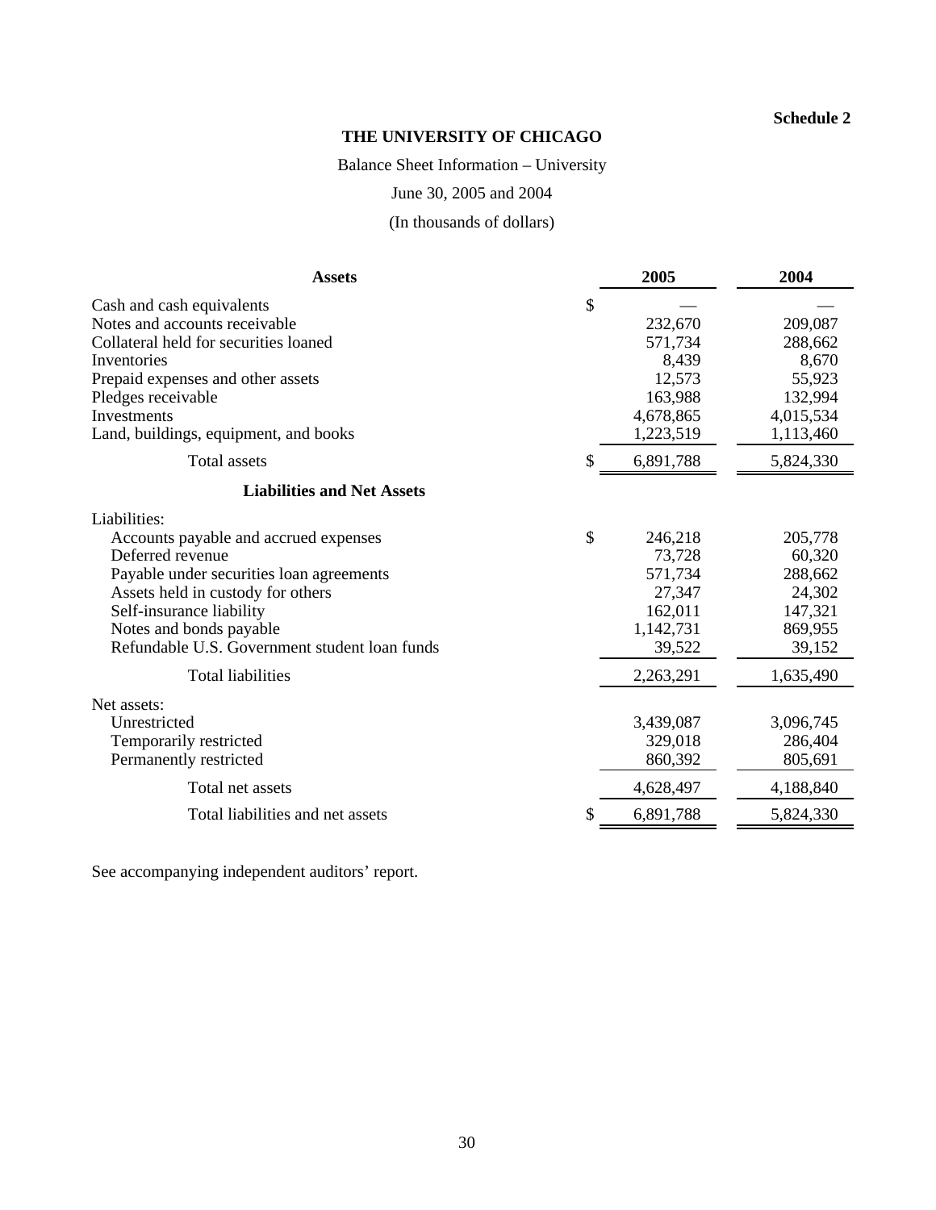**Schedule 2**

# THE UNIVERSITY OF CHICAGO

Balance Sheet Information – University

June 30, 2005 and 2004

(In thousands of dollars)

| Assets | 2005 | 2004 |
|---|---|---|
| Cash and cash equivalents | $ — | — |
| Notes and accounts receivable | 232,670 | 209,087 |
| Collateral held for securities loaned | 571,734 | 288,662 |
| Inventories | 8,439 | 8,670 |
| Prepaid expenses and other assets | 12,573 | 55,923 |
| Pledges receivable | 163,988 | 132,994 |
| Investments | 4,678,865 | 4,015,534 |
| Land, buildings, equipment, and books | 1,223,519 | 1,113,460 |
| Total assets | $ 6,891,788 | 5,824,330 |
| **Liabilities and Net Assets** | | |
| Liabilities: | | |
| Accounts payable and accrued expenses | $ 246,218 | 205,778 |
| Deferred revenue | 73,728 | 60,320 |
| Payable under securities loan agreements | 571,734 | 288,662 |
| Assets held in custody for others | 27,347 | 24,302 |
| Self-insurance liability | 162,011 | 147,321 |
| Notes and bonds payable | 1,142,731 | 869,955 |
| Refundable U.S. Government student loan funds | 39,522 | 39,152 |
| Total liabilities | 2,263,291 | 1,635,490 |
| Net assets: | | |
| Unrestricted | 3,439,087 | 3,096,745 |
| Temporarily restricted | 329,018 | 286,404 |
| Permanently restricted | 860,392 | 805,691 |
| Total net assets | 4,628,497 | 4,188,840 |
| Total liabilities and net assets | $ 6,891,788 | 5,824,330 |

See accompanying independent auditors' report.